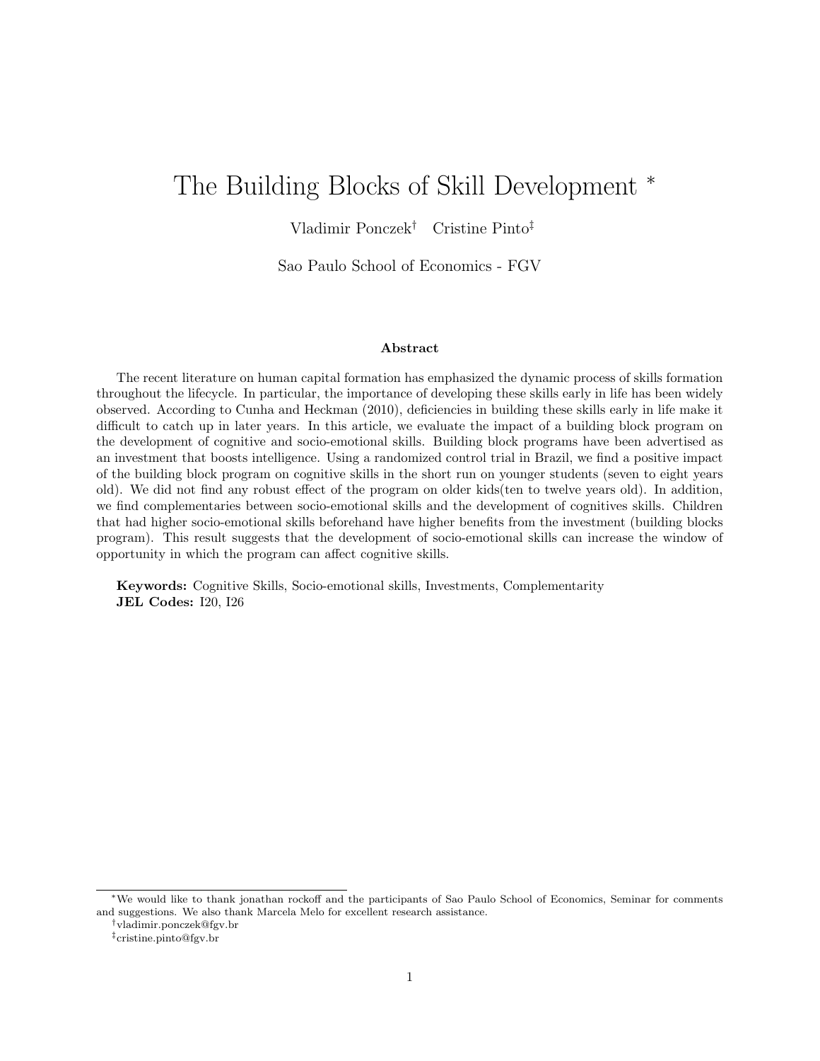# The Building Blocks of Skill Development *

Vladimir Ponczek[†] Cristine Pinto[‡]

Sao Paulo School of Economics - FGV

### Abstract

The recent literature on human capital formation has emphasized the dynamic process of skills formation throughout the lifecycle. In particular, the importance of developing these skills early in life has been widely observed. According to Cunha and Heckman (2010), deficiencies in building these skills early in life make it difficult to catch up in later years. In this article, we evaluate the impact of a building block program on the development of cognitive and socio-emotional skills. Building block programs have been advertised as an investment that boosts intelligence. Using a randomized control trial in Brazil, we find a positive impact of the building block program on cognitive skills in the short run on younger students (seven to eight years old). We did not find any robust effect of the program on older kids(ten to twelve years old). In addition, we find complementaries between socio-emotional skills and the development of cognitives skills. Children that had higher socio-emotional skills beforehand have higher benefits from the investment (building blocks program). This result suggests that the development of socio-emotional skills can increase the window of opportunity in which the program can affect cognitive skills.

**Keywords:** Cognitive Skills, Socio-emotional skills, Investments, Complementarity
**JEL Codes:** I20, I26

---

*We would like to thank jonathan rockoff and the participants of Sao Paulo School of Economics, Seminar for comments and suggestions. We also thank Marcela Melo for excellent research assistance.

[†]vladimir.ponczek@fgv.br

[‡]cristine.pinto@fgv.br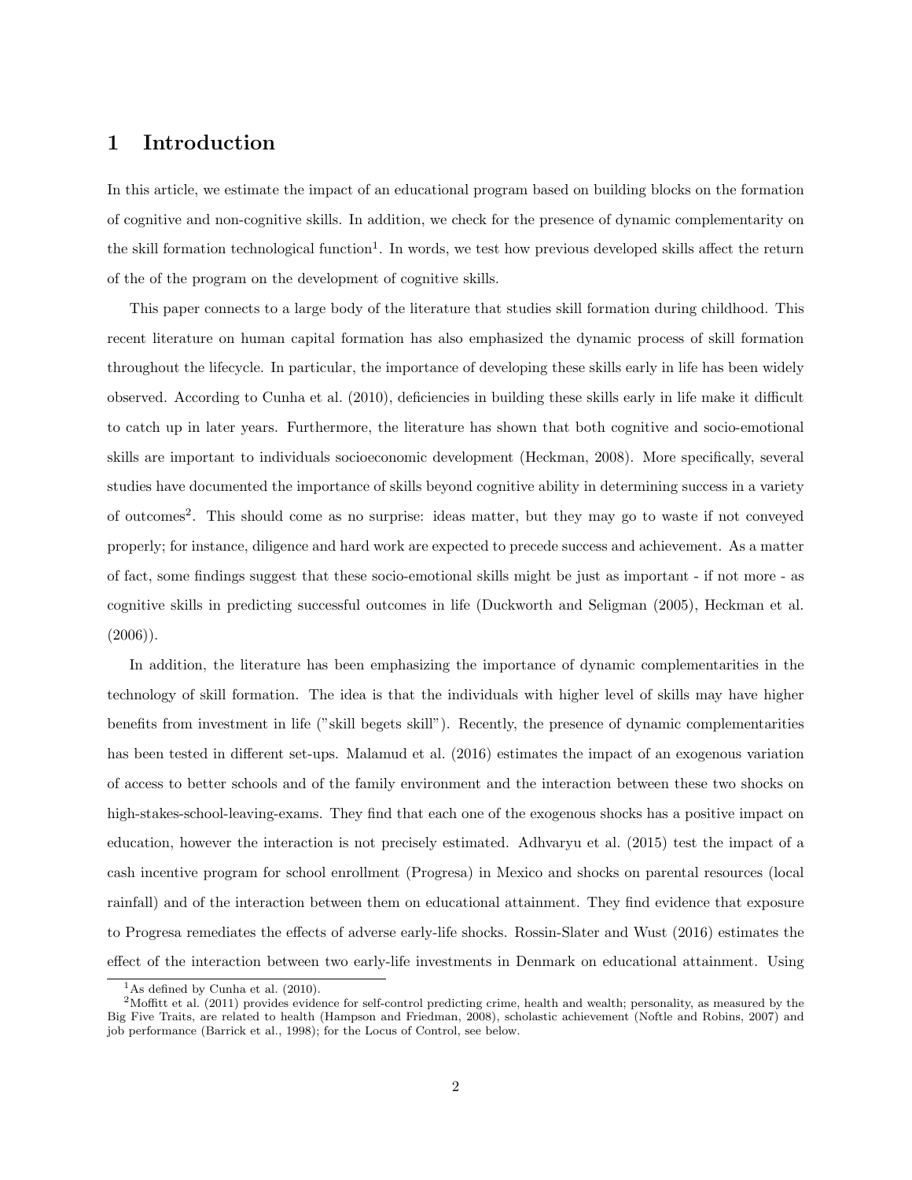# 1 Introduction

In this article, we estimate the impact of an educational program based on building blocks on the formation of cognitive and non-cognitive skills. In addition, we check for the presence of dynamic complementarity on the skill formation technological function[1]. In words, we test how previous developed skills affect the return of the of the program on the development of cognitive skills.

This paper connects to a large body of the literature that studies skill formation during childhood. This recent literature on human capital formation has also emphasized the dynamic process of skill formation throughout the lifecycle. In particular, the importance of developing these skills early in life has been widely observed. According to Cunha et al. (2010), deficiencies in building these skills early in life make it difficult to catch up in later years. Furthermore, the literature has shown that both cognitive and socio-emotional skills are important to individuals socioeconomic development (Heckman, 2008). More specifically, several studies have documented the importance of skills beyond cognitive ability in determining success in a variety of outcomes[2]. This should come as no surprise: ideas matter, but they may go to waste if not conveyed properly; for instance, diligence and hard work are expected to precede success and achievement. As a matter of fact, some findings suggest that these socio-emotional skills might be just as important - if not more - as cognitive skills in predicting successful outcomes in life (Duckworth and Seligman (2005), Heckman et al. (2006)).

In addition, the literature has been emphasizing the importance of dynamic complementarities in the technology of skill formation. The idea is that the individuals with higher level of skills may have higher benefits from investment in life ("skill begets skill"). Recently, the presence of dynamic complementarities has been tested in different set-ups. Malamud et al. (2016) estimates the impact of an exogenous variation of access to better schools and of the family environment and the interaction between these two shocks on high-stakes-school-leaving-exams. They find that each one of the exogenous shocks has a positive impact on education, however the interaction is not precisely estimated. Adhvaryu et al. (2015) test the impact of a cash incentive program for school enrollment (Progresa) in Mexico and shocks on parental resources (local rainfall) and of the interaction between them on educational attainment. They find evidence that exposure to Progresa remediates the effects of adverse early-life shocks. Rossin-Slater and Wust (2016) estimates the effect of the interaction between two early-life investments in Denmark on educational attainment. Using

[1] As defined by Cunha et al. (2010).

[2] Moffitt et al. (2011) provides evidence for self-control predicting crime, health and wealth; personality, as measured by the Big Five Traits, are related to health (Hampson and Friedman, 2008), scholastic achievement (Noftle and Robins, 2007) and job performance (Barrick et al., 1998); for the Locus of Control, see below.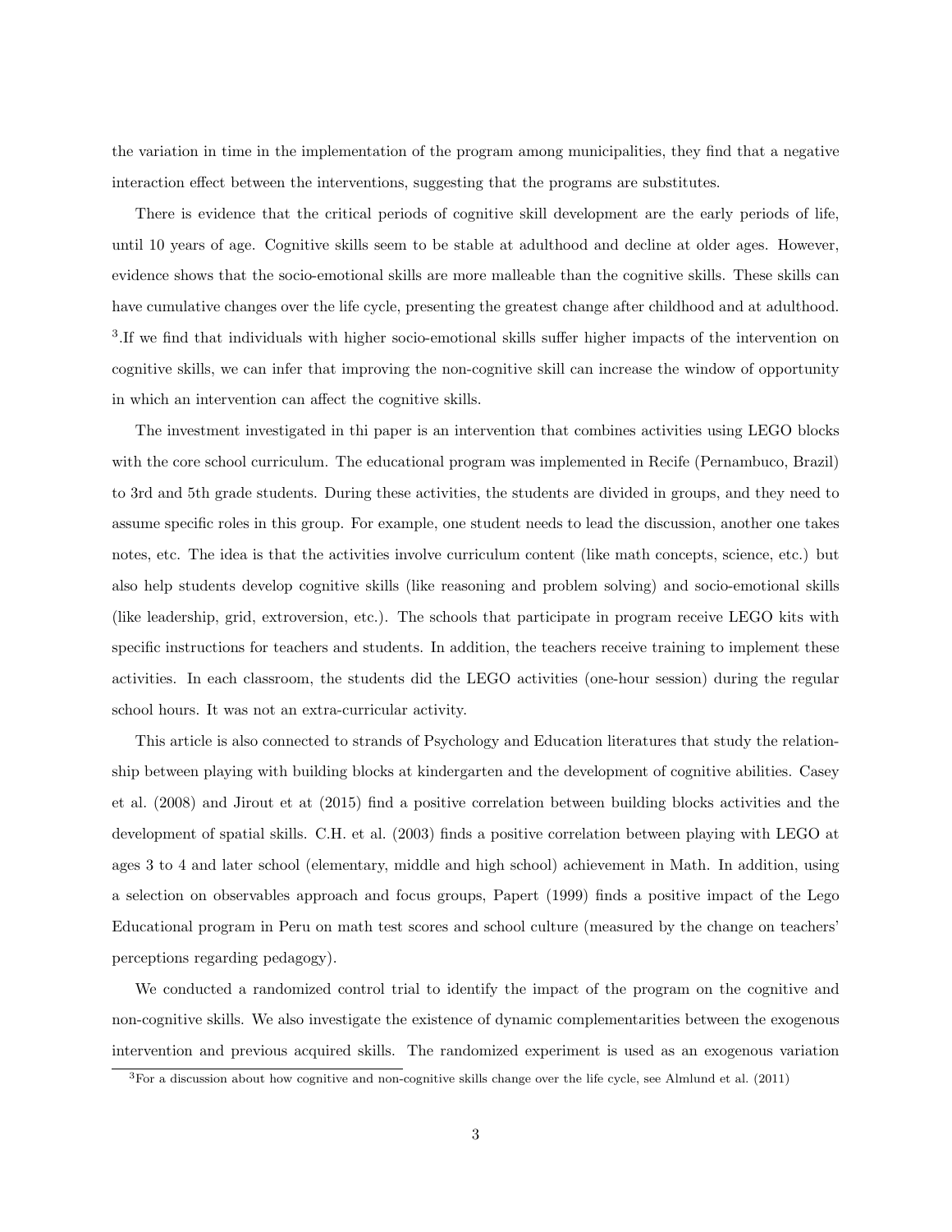the variation in time in the implementation of the program among municipalities, they find that a negative interaction effect between the interventions, suggesting that the programs are substitutes.

There is evidence that the critical periods of cognitive skill development are the early periods of life, until 10 years of age. Cognitive skills seem to be stable at adulthood and decline at older ages. However, evidence shows that the socio-emotional skills are more malleable than the cognitive skills. These skills can have cumulative changes over the life cycle, presenting the greatest change after childhood and at adulthood. [3].If we find that individuals with higher socio-emotional skills suffer higher impacts of the intervention on cognitive skills, we can infer that improving the non-cognitive skill can increase the window of opportunity in which an intervention can affect the cognitive skills.

The investment investigated in thi paper is an intervention that combines activities using LEGO blocks with the core school curriculum. The educational program was implemented in Recife (Pernambuco, Brazil) to 3rd and 5th grade students. During these activities, the students are divided in groups, and they need to assume specific roles in this group. For example, one student needs to lead the discussion, another one takes notes, etc. The idea is that the activities involve curriculum content (like math concepts, science, etc.) but also help students develop cognitive skills (like reasoning and problem solving) and socio-emotional skills (like leadership, grid, extroversion, etc.). The schools that participate in program receive LEGO kits with specific instructions for teachers and students. In addition, the teachers receive training to implement these activities. In each classroom, the students did the LEGO activities (one-hour session) during the regular school hours. It was not an extra-curricular activity.

This article is also connected to strands of Psychology and Education literatures that study the relationship between playing with building blocks at kindergarten and the development of cognitive abilities. Casey et al. (2008) and Jirout et at (2015) find a positive correlation between building blocks activities and the development of spatial skills. C.H. et al. (2003) finds a positive correlation between playing with LEGO at ages 3 to 4 and later school (elementary, middle and high school) achievement in Math. In addition, using a selection on observables approach and focus groups, Papert (1999) finds a positive impact of the Lego Educational program in Peru on math test scores and school culture (measured by the change on teachers' perceptions regarding pedagogy).

We conducted a randomized control trial to identify the impact of the program on the cognitive and non-cognitive skills. We also investigate the existence of dynamic complementarities between the exogenous intervention and previous acquired skills. The randomized experiment is used as an exogenous variation

[3]For a discussion about how cognitive and non-cognitive skills change over the life cycle, see Almlund et al. (2011)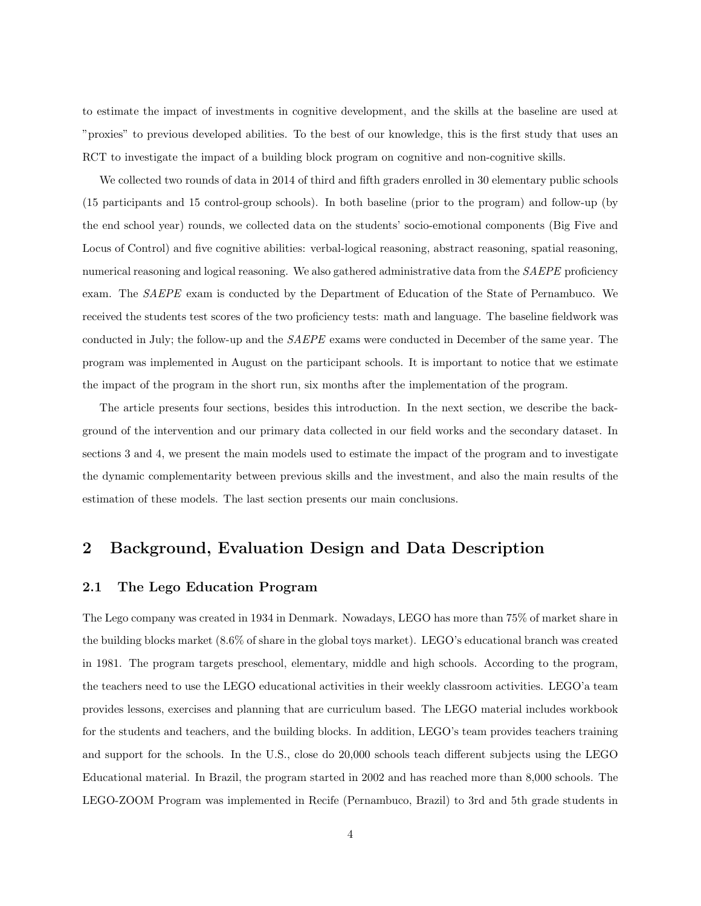to estimate the impact of investments in cognitive development, and the skills at the baseline are used at "proxies" to previous developed abilities. To the best of our knowledge, this is the first study that uses an RCT to investigate the impact of a building block program on cognitive and non-cognitive skills.

We collected two rounds of data in 2014 of third and fifth graders enrolled in 30 elementary public schools (15 participants and 15 control-group schools). In both baseline (prior to the program) and follow-up (by the end school year) rounds, we collected data on the students' socio-emotional components (Big Five and Locus of Control) and five cognitive abilities: verbal-logical reasoning, abstract reasoning, spatial reasoning, numerical reasoning and logical reasoning. We also gathered administrative data from the *SAEPE* proficiency exam. The *SAEPE* exam is conducted by the Department of Education of the State of Pernambuco. We received the students test scores of the two proficiency tests: math and language. The baseline fieldwork was conducted in July; the follow-up and the *SAEPE* exams were conducted in December of the same year. The program was implemented in August on the participant schools. It is important to notice that we estimate the impact of the program in the short run, six months after the implementation of the program.

The article presents four sections, besides this introduction. In the next section, we describe the background of the intervention and our primary data collected in our field works and the secondary dataset. In sections 3 and 4, we present the main models used to estimate the impact of the program and to investigate the dynamic complementarity between previous skills and the investment, and also the main results of the estimation of these models. The last section presents our main conclusions.

## 2 Background, Evaluation Design and Data Description

### 2.1 The Lego Education Program

The Lego company was created in 1934 in Denmark. Nowadays, LEGO has more than 75% of market share in the building blocks market (8.6% of share in the global toys market). LEGO's educational branch was created in 1981. The program targets preschool, elementary, middle and high schools. According to the program, the teachers need to use the LEGO educational activities in their weekly classroom activities. LEGO'a team provides lessons, exercises and planning that are curriculum based. The LEGO material includes workbook for the students and teachers, and the building blocks. In addition, LEGO's team provides teachers training and support for the schools. In the U.S., close do 20,000 schools teach different subjects using the LEGO Educational material. In Brazil, the program started in 2002 and has reached more than 8,000 schools. The LEGO-ZOOM Program was implemented in Recife (Pernambuco, Brazil) to 3rd and 5th grade students in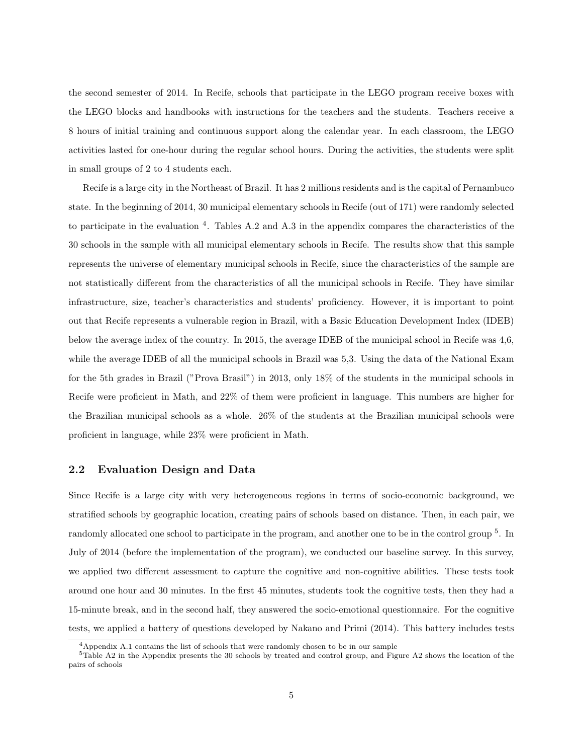the second semester of 2014. In Recife, schools that participate in the LEGO program receive boxes with the LEGO blocks and handbooks with instructions for the teachers and the students. Teachers receive a 8 hours of initial training and continuous support along the calendar year. In each classroom, the LEGO activities lasted for one-hour during the regular school hours. During the activities, the students were split in small groups of 2 to 4 students each.

Recife is a large city in the Northeast of Brazil. It has 2 millions residents and is the capital of Pernambuco state. In the beginning of 2014, 30 municipal elementary schools in Recife (out of 171) were randomly selected to participate in the evaluation [4]. Tables A.2 and A.3 in the appendix compares the characteristics of the 30 schools in the sample with all municipal elementary schools in Recife. The results show that this sample represents the universe of elementary municipal schools in Recife, since the characteristics of the sample are not statistically different from the characteristics of all the municipal schools in Recife. They have similar infrastructure, size, teacher's characteristics and students' proficiency. However, it is important to point out that Recife represents a vulnerable region in Brazil, with a Basic Education Development Index (IDEB) below the average index of the country. In 2015, the average IDEB of the municipal school in Recife was 4,6, while the average IDEB of all the municipal schools in Brazil was 5,3. Using the data of the National Exam for the 5th grades in Brazil ("Prova Brasil") in 2013, only 18% of the students in the municipal schools in Recife were proficient in Math, and 22% of them were proficient in language. This numbers are higher for the Brazilian municipal schools as a whole. 26% of the students at the Brazilian municipal schools were proficient in language, while 23% were proficient in Math.

## 2.2 Evaluation Design and Data

Since Recife is a large city with very heterogeneous regions in terms of socio-economic background, we stratified schools by geographic location, creating pairs of schools based on distance. Then, in each pair, we randomly allocated one school to participate in the program, and another one to be in the control group [5]. In July of 2014 (before the implementation of the program), we conducted our baseline survey. In this survey, we applied two different assessment to capture the cognitive and non-cognitive abilities. These tests took around one hour and 30 minutes. In the first 45 minutes, students took the cognitive tests, then they had a 15-minute break, and in the second half, they answered the socio-emotional questionnaire. For the cognitive tests, we applied a battery of questions developed by Nakano and Primi (2014). This battery includes tests

[4] Appendix A.1 contains the list of schools that were randomly chosen to be in our sample

[5] Table A2 in the Appendix presents the 30 schools by treated and control group, and Figure A2 shows the location of the pairs of schools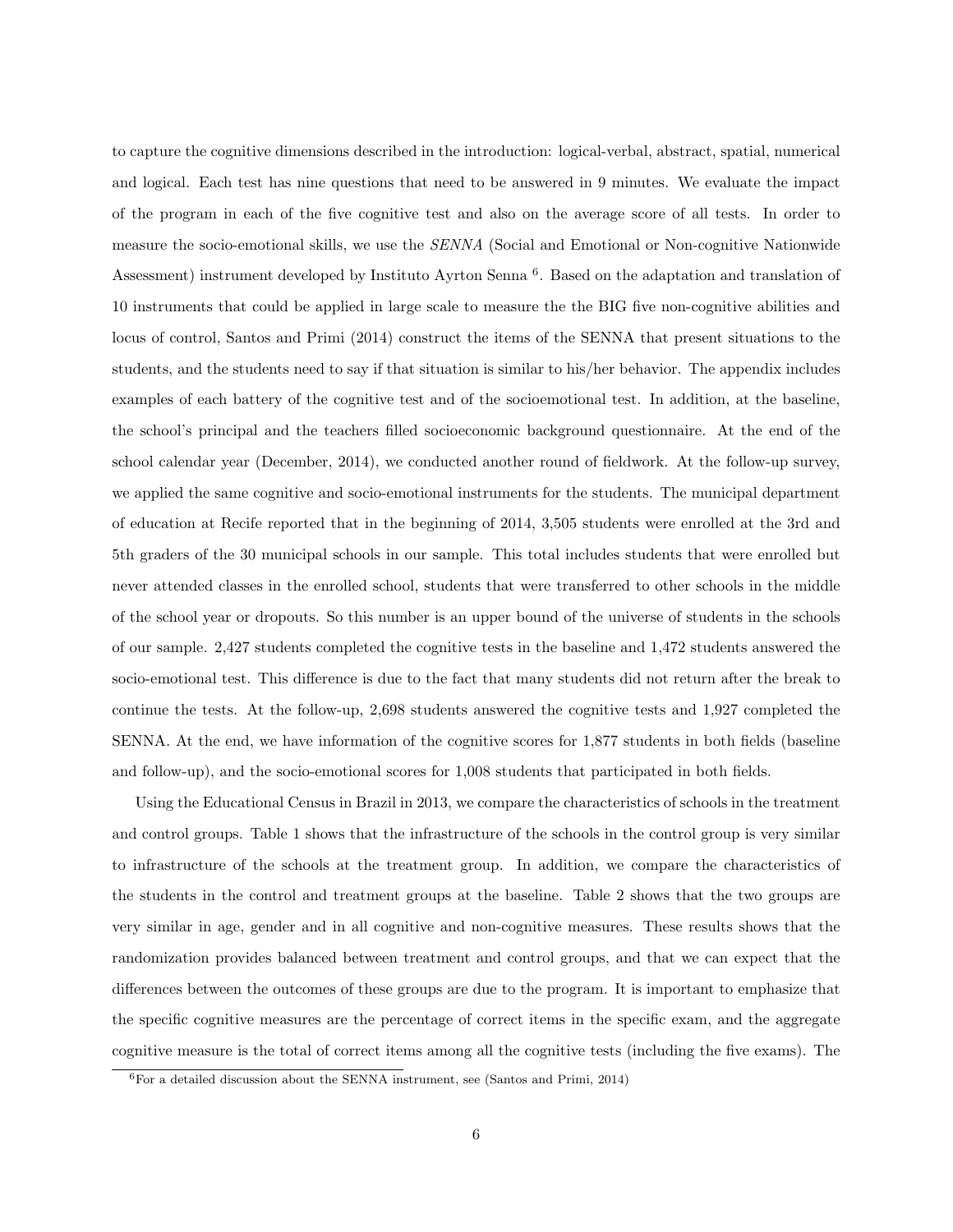to capture the cognitive dimensions described in the introduction: logical-verbal, abstract, spatial, numerical and logical. Each test has nine questions that need to be answered in 9 minutes. We evaluate the impact of the program in each of the five cognitive test and also on the average score of all tests. In order to measure the socio-emotional skills, we use the *SENNA* (Social and Emotional or Non-cognitive Nationwide Assessment) instrument developed by Instituto Ayrton Senna [6]. Based on the adaptation and translation of 10 instruments that could be applied in large scale to measure the the BIG five non-cognitive abilities and locus of control, Santos and Primi (2014) construct the items of the SENNA that present situations to the students, and the students need to say if that situation is similar to his/her behavior. The appendix includes examples of each battery of the cognitive test and of the socioemotional test. In addition, at the baseline, the school's principal and the teachers filled socioeconomic background questionnaire. At the end of the school calendar year (December, 2014), we conducted another round of fieldwork. At the follow-up survey, we applied the same cognitive and socio-emotional instruments for the students. The municipal department of education at Recife reported that in the beginning of 2014, 3,505 students were enrolled at the 3rd and 5th graders of the 30 municipal schools in our sample. This total includes students that were enrolled but never attended classes in the enrolled school, students that were transferred to other schools in the middle of the school year or dropouts. So this number is an upper bound of the universe of students in the schools of our sample. 2,427 students completed the cognitive tests in the baseline and 1,472 students answered the socio-emotional test. This difference is due to the fact that many students did not return after the break to continue the tests. At the follow-up, 2,698 students answered the cognitive tests and 1,927 completed the SENNA. At the end, we have information of the cognitive scores for 1,877 students in both fields (baseline and follow-up), and the socio-emotional scores for 1,008 students that participated in both fields.

Using the Educational Census in Brazil in 2013, we compare the characteristics of schools in the treatment and control groups. Table 1 shows that the infrastructure of the schools in the control group is very similar to infrastructure of the schools at the treatment group. In addition, we compare the characteristics of the students in the control and treatment groups at the baseline. Table 2 shows that the two groups are very similar in age, gender and in all cognitive and non-cognitive measures. These results shows that the randomization provides balanced between treatment and control groups, and that we can expect that the differences between the outcomes of these groups are due to the program. It is important to emphasize that the specific cognitive measures are the percentage of correct items in the specific exam, and the aggregate cognitive measure is the total of correct items among all the cognitive tests (including the five exams). The

[6] For a detailed discussion about the SENNA instrument, see (Santos and Primi, 2014)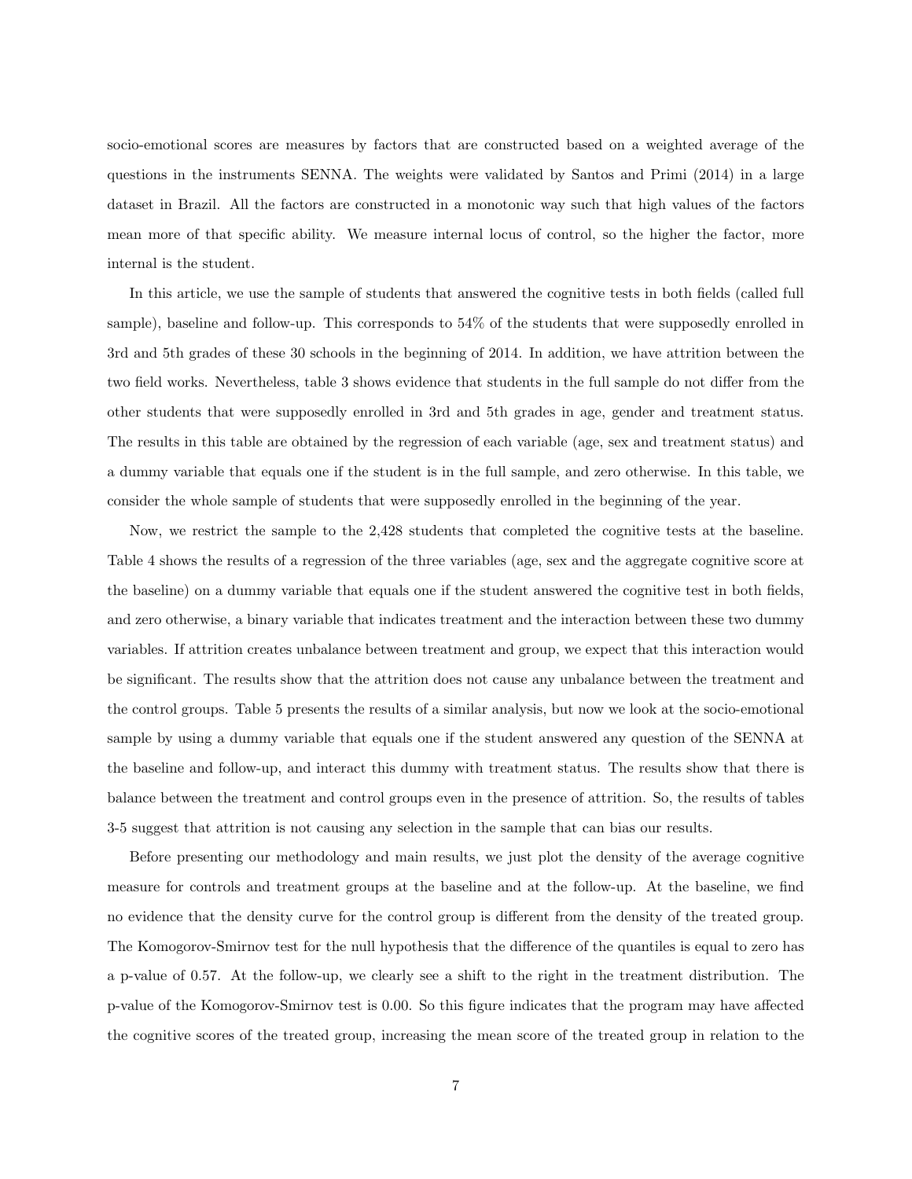socio-emotional scores are measures by factors that are constructed based on a weighted average of the questions in the instruments SENNA. The weights were validated by Santos and Primi (2014) in a large dataset in Brazil. All the factors are constructed in a monotonic way such that high values of the factors mean more of that specific ability. We measure internal locus of control, so the higher the factor, more internal is the student.

In this article, we use the sample of students that answered the cognitive tests in both fields (called full sample), baseline and follow-up. This corresponds to 54% of the students that were supposedly enrolled in 3rd and 5th grades of these 30 schools in the beginning of 2014. In addition, we have attrition between the two field works. Nevertheless, table 3 shows evidence that students in the full sample do not differ from the other students that were supposedly enrolled in 3rd and 5th grades in age, gender and treatment status. The results in this table are obtained by the regression of each variable (age, sex and treatment status) and a dummy variable that equals one if the student is in the full sample, and zero otherwise. In this table, we consider the whole sample of students that were supposedly enrolled in the beginning of the year.

Now, we restrict the sample to the 2,428 students that completed the cognitive tests at the baseline. Table 4 shows the results of a regression of the three variables (age, sex and the aggregate cognitive score at the baseline) on a dummy variable that equals one if the student answered the cognitive test in both fields, and zero otherwise, a binary variable that indicates treatment and the interaction between these two dummy variables. If attrition creates unbalance between treatment and group, we expect that this interaction would be significant. The results show that the attrition does not cause any unbalance between the treatment and the control groups. Table 5 presents the results of a similar analysis, but now we look at the socio-emotional sample by using a dummy variable that equals one if the student answered any question of the SENNA at the baseline and follow-up, and interact this dummy with treatment status. The results show that there is balance between the treatment and control groups even in the presence of attrition. So, the results of tables 3-5 suggest that attrition is not causing any selection in the sample that can bias our results.

Before presenting our methodology and main results, we just plot the density of the average cognitive measure for controls and treatment groups at the baseline and at the follow-up. At the baseline, we find no evidence that the density curve for the control group is different from the density of the treated group. The Komogorov-Smirnov test for the null hypothesis that the difference of the quantiles is equal to zero has a p-value of 0.57. At the follow-up, we clearly see a shift to the right in the treatment distribution. The p-value of the Komogorov-Smirnov test is 0.00. So this figure indicates that the program may have affected the cognitive scores of the treated group, increasing the mean score of the treated group in relation to the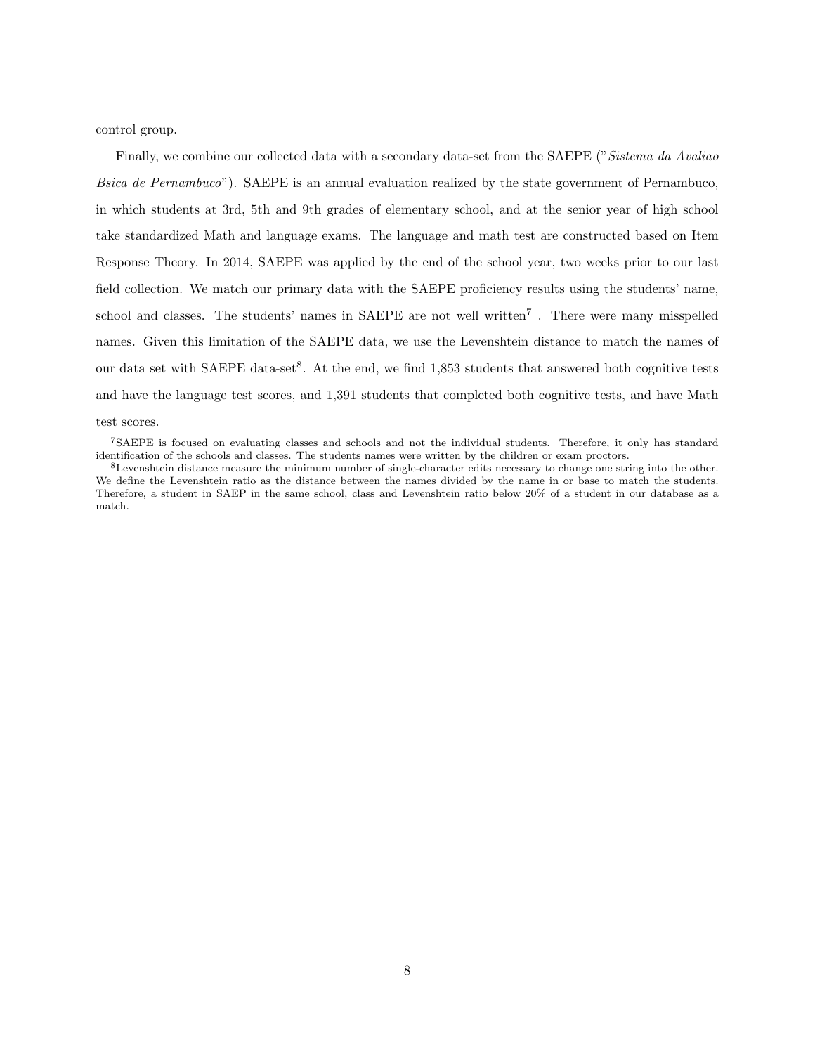control group.

Finally, we combine our collected data with a secondary data-set from the SAEPE ("*Sistema da Avaliao Bsica de Pernambuco*"). SAEPE is an annual evaluation realized by the state government of Pernambuco, in which students at 3rd, 5th and 9th grades of elementary school, and at the senior year of high school take standardized Math and language exams. The language and math test are constructed based on Item Response Theory. In 2014, SAEPE was applied by the end of the school year, two weeks prior to our last field collection. We match our primary data with the SAEPE proficiency results using the students' name, school and classes. The students' names in SAEPE are not well written[7] . There were many misspelled names. Given this limitation of the SAEPE data, we use the Levenshtein distance to match the names of our data set with SAEPE data-set[8]. At the end, we find 1,853 students that answered both cognitive tests and have the language test scores, and 1,391 students that completed both cognitive tests, and have Math test scores.

[7] SAEPE is focused on evaluating classes and schools and not the individual students. Therefore, it only has standard identification of the schools and classes. The students names were written by the children or exam proctors.

[8] Levenshtein distance measure the minimum number of single-character edits necessary to change one string into the other. We define the Levenshtein ratio as the distance between the names divided by the name in or base to match the students. Therefore, a student in SAEP in the same school, class and Levenshtein ratio below 20% of a student in our database as a match.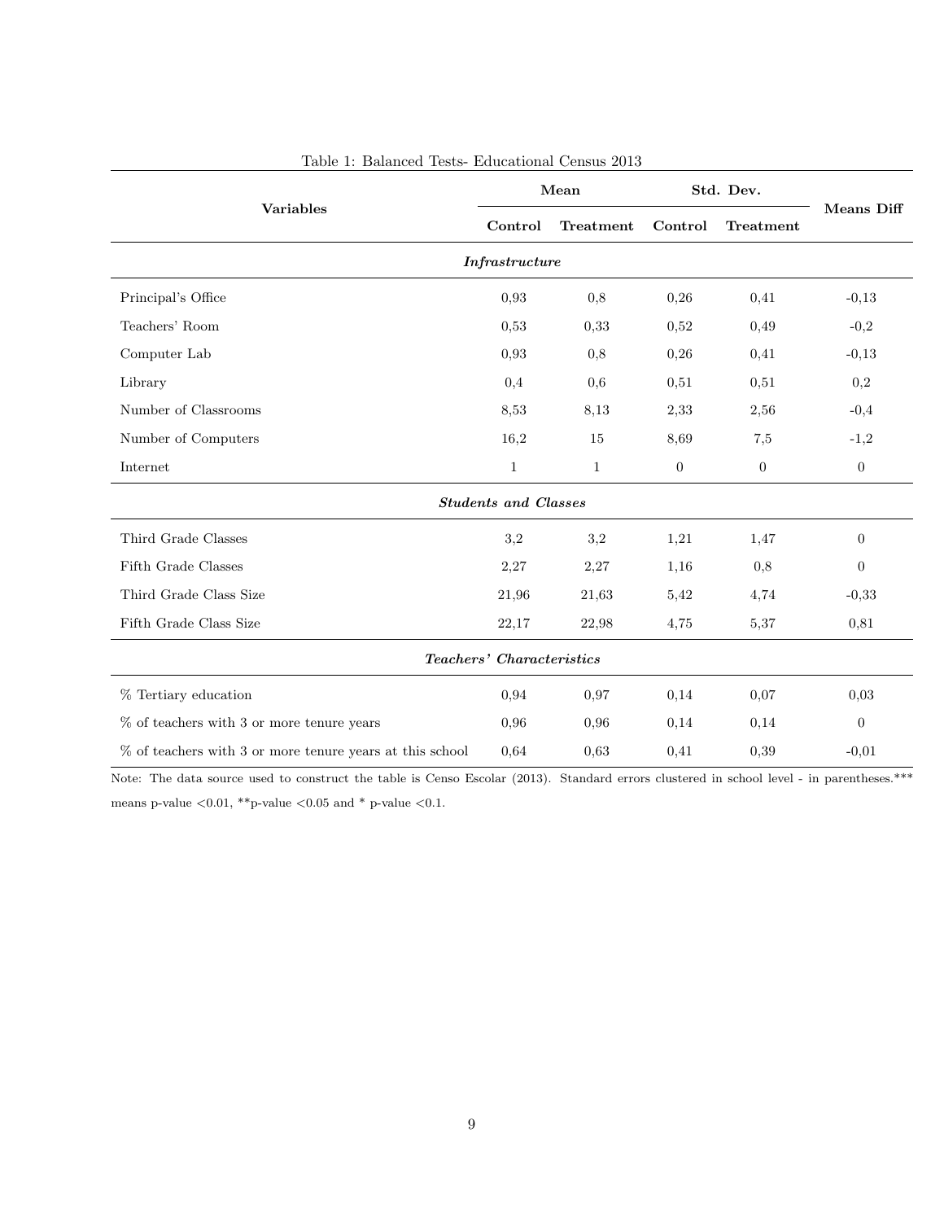Table 1: Balanced Tests- Educational Census 2013

| Variables | Mean | | Std. Dev. | | Means Diff |
|---|---|---|---|---|---|
| | Control | Treatment | Control | Treatment | |
| ***Infrastructure*** | | | | | |
| Principal's Office | 0,93 | 0,8 | 0,26 | 0,41 | -0,13 |
| Teachers' Room | 0,53 | 0,33 | 0,52 | 0,49 | -0,2 |
| Computer Lab | 0,93 | 0,8 | 0,26 | 0,41 | -0,13 |
| Library | 0,4 | 0,6 | 0,51 | 0,51 | 0,2 |
| Number of Classrooms | 8,53 | 8,13 | 2,33 | 2,56 | -0,4 |
| Number of Computers | 16,2 | 15 | 8,69 | 7,5 | -1,2 |
| Internet | 1 | 1 | 0 | 0 | 0 |
| ***Students and Classes*** | | | | | |
| Third Grade Classes | 3,2 | 3,2 | 1,21 | 1,47 | 0 |
| Fifth Grade Classes | 2,27 | 2,27 | 1,16 | 0,8 | 0 |
| Third Grade Class Size | 21,96 | 21,63 | 5,42 | 4,74 | -0,33 |
| Fifth Grade Class Size | 22,17 | 22,98 | 4,75 | 5,37 | 0,81 |
| ***Teachers' Characteristics*** | | | | | |
| % Tertiary education | 0,94 | 0,97 | 0,14 | 0,07 | 0,03 |
| % of teachers with 3 or more tenure years | 0,96 | 0,96 | 0,14 | 0,14 | 0 |
| % of teachers with 3 or more tenure years at this school | 0,64 | 0,63 | 0,41 | 0,39 | -0,01 |

Note: The data source used to construct the table is Censo Escolar (2013). Standard errors clustered in school level - in parentheses.*** means p-value <0.01, **p-value <0.05 and * p-value <0.1.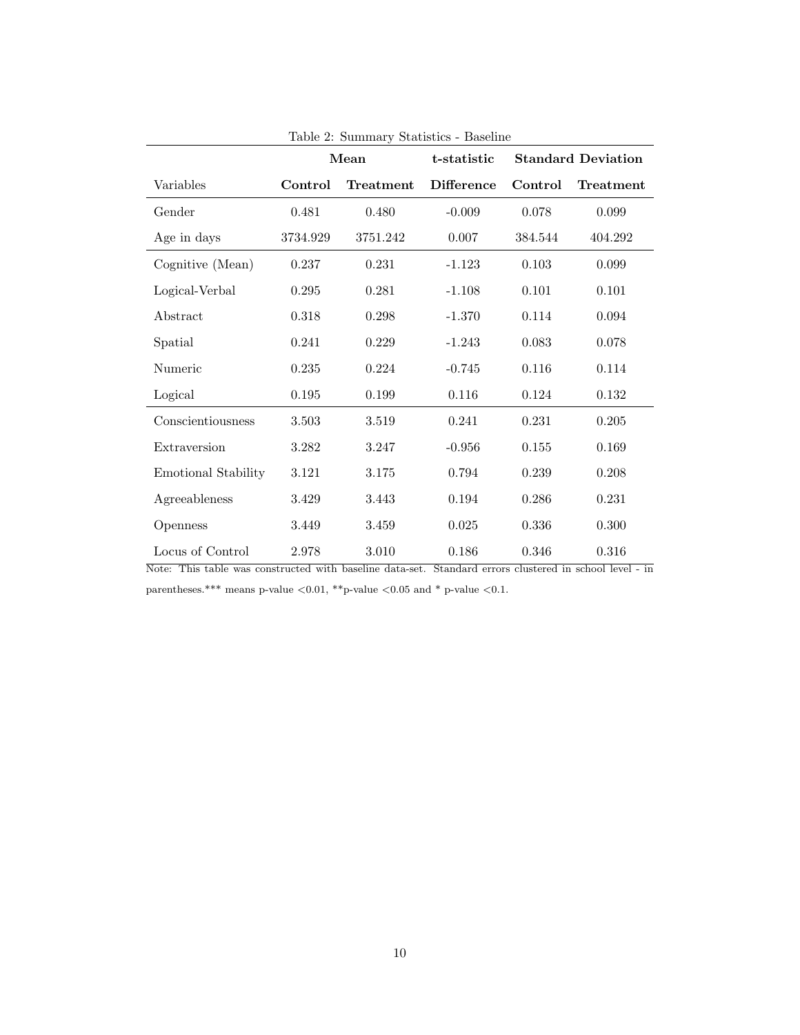Table 2: Summary Statistics - Baseline

| | **Mean** | | **t-statistic** | **Standard Deviation** | |
|---|---|---|---|---|---|
| Variables | **Control** | **Treatment** | **Difference** | **Control** | **Treatment** |
| Gender | 0.481 | 0.480 | -0.009 | 0.078 | 0.099 |
| Age in days | 3734.929 | 3751.242 | 0.007 | 384.544 | 404.292 |
| Cognitive (Mean) | 0.237 | 0.231 | -1.123 | 0.103 | 0.099 |
| Logical-Verbal | 0.295 | 0.281 | -1.108 | 0.101 | 0.101 |
| Abstract | 0.318 | 0.298 | -1.370 | 0.114 | 0.094 |
| Spatial | 0.241 | 0.229 | -1.243 | 0.083 | 0.078 |
| Numeric | 0.235 | 0.224 | -0.745 | 0.116 | 0.114 |
| Logical | 0.195 | 0.199 | 0.116 | 0.124 | 0.132 |
| Conscientiousness | 3.503 | 3.519 | 0.241 | 0.231 | 0.205 |
| Extraversion | 3.282 | 3.247 | -0.956 | 0.155 | 0.169 |
| Emotional Stability | 3.121 | 3.175 | 0.794 | 0.239 | 0.208 |
| Agreeableness | 3.429 | 3.443 | 0.194 | 0.286 | 0.231 |
| Openness | 3.449 | 3.459 | 0.025 | 0.336 | 0.300 |
| Locus of Control | 2.978 | 3.010 | 0.186 | 0.346 | 0.316 |

Note: This table was constructed with baseline data-set. Standard errors clustered in school level - in parentheses.*** means p-value <0.01, **p-value <0.05 and * p-value <0.1.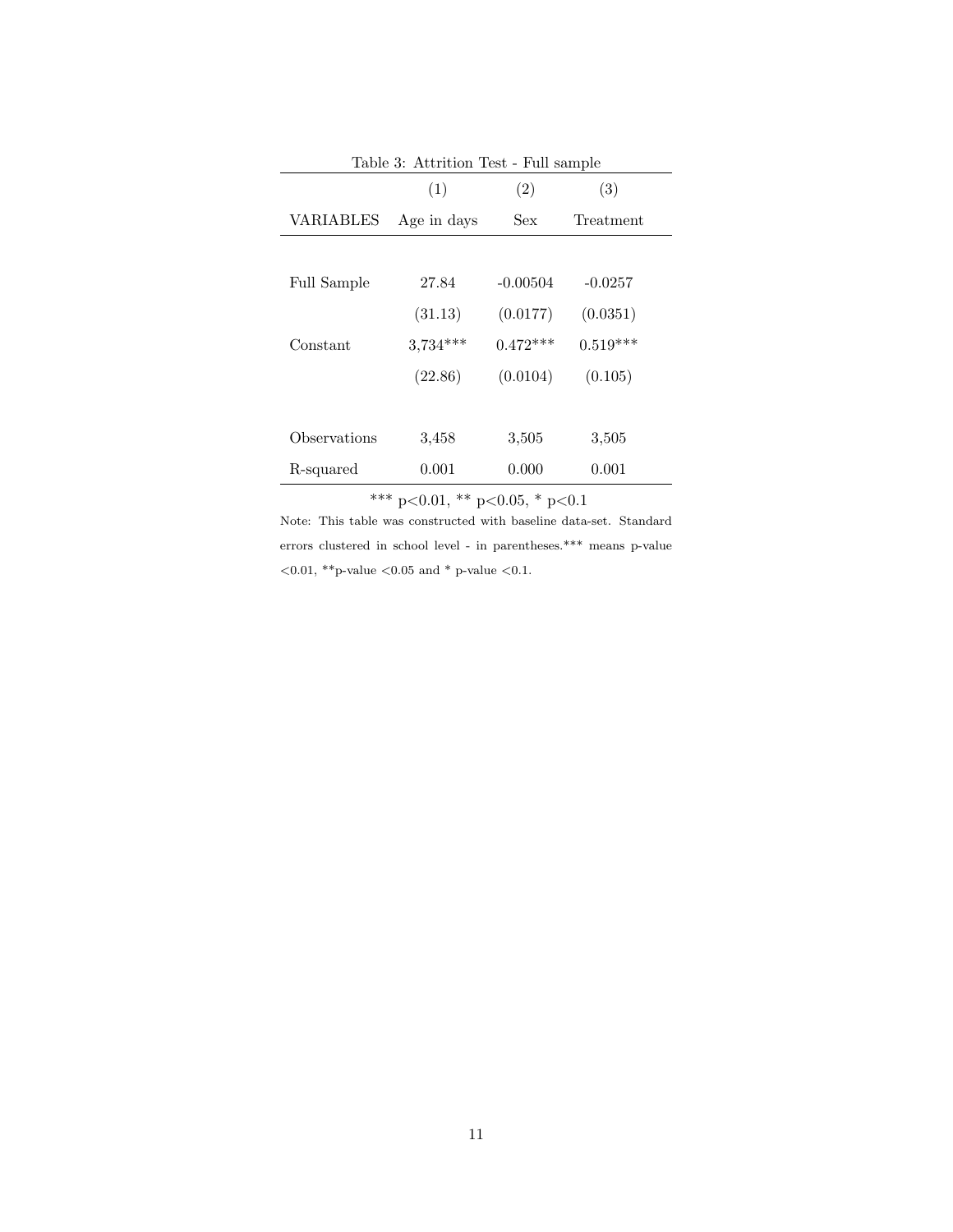Table 3: Attrition Test - Full sample

| | (1) | (2) | (3) |
|---|---|---|---|
| VARIABLES | Age in days | Sex | Treatment |
| Full Sample | 27.84 | -0.00504 | -0.0257 |
| | (31.13) | (0.0177) | (0.0351) |
| Constant | 3,734*** | 0.472*** | 0.519*** |
| | (22.86) | (0.0104) | (0.105) |
| Observations | 3,458 | 3,505 | 3,505 |
| R-squared | 0.001 | 0.000 | 0.001 |

*** p<0.01, ** p<0.05, * p<0.1

Note: This table was constructed with baseline data-set. Standard errors clustered in school level - in parentheses.*** means p-value <0.01, **p-value <0.05 and * p-value <0.1.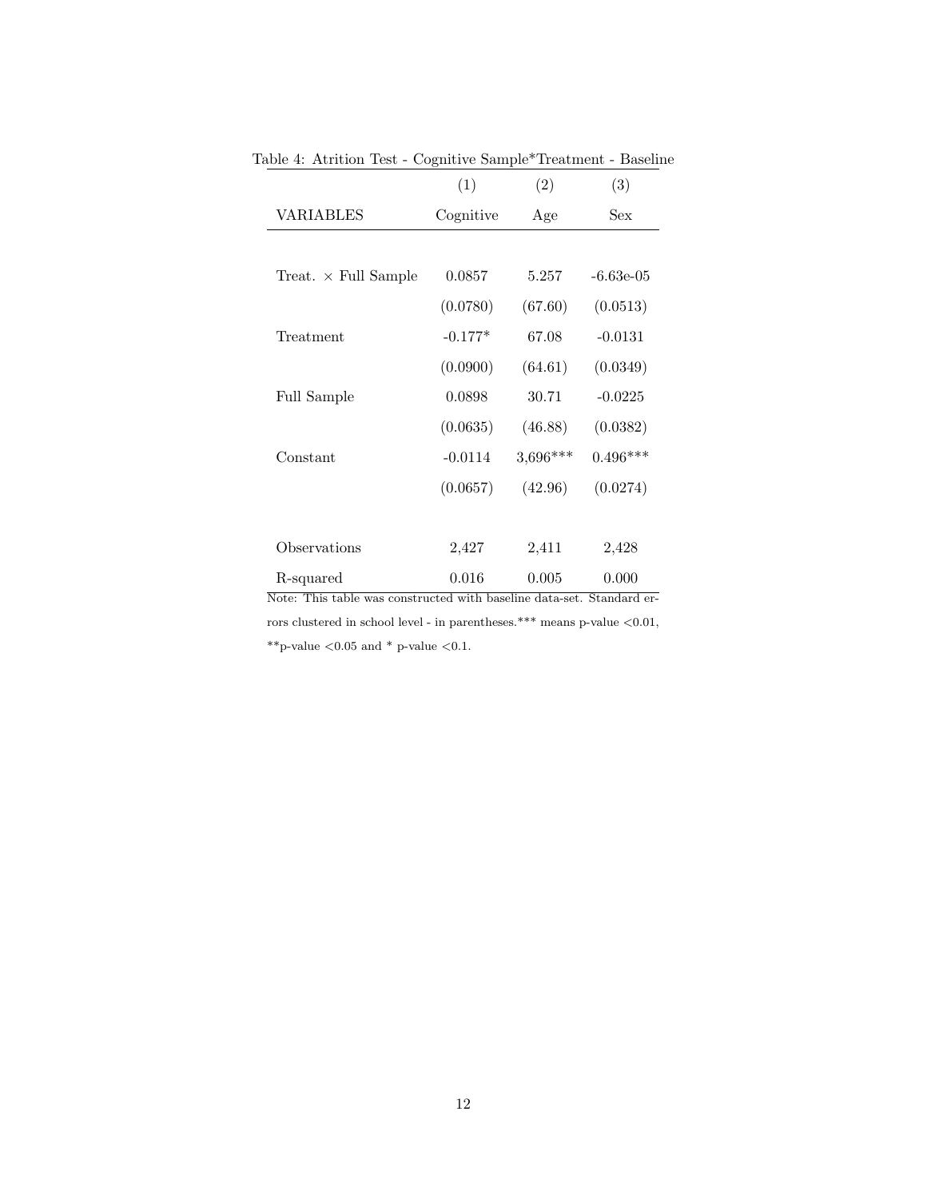Table 4: Atrition Test - Cognitive Sample*Treatment - Baseline

| | (1) | (2) | (3) |
|---|---|---|---|
| VARIABLES | Cognitive | Age | Sex |
| Treat. × Full Sample | 0.0857 | 5.257 | -6.63e-05 |
| | (0.0780) | (67.60) | (0.0513) |
| Treatment | -0.177* | 67.08 | -0.0131 |
| | (0.0900) | (64.61) | (0.0349) |
| Full Sample | 0.0898 | 30.71 | -0.0225 |
| | (0.0635) | (46.88) | (0.0382) |
| Constant | -0.0114 | 3,696*** | 0.496*** |
| | (0.0657) | (42.96) | (0.0274) |
| Observations | 2,427 | 2,411 | 2,428 |
| R-squared | 0.016 | 0.005 | 0.000 |

Note: This table was constructed with baseline data-set. Standard errors clustered in school level - in parentheses.*** means p-value <0.01, **p-value <0.05 and * p-value <0.1.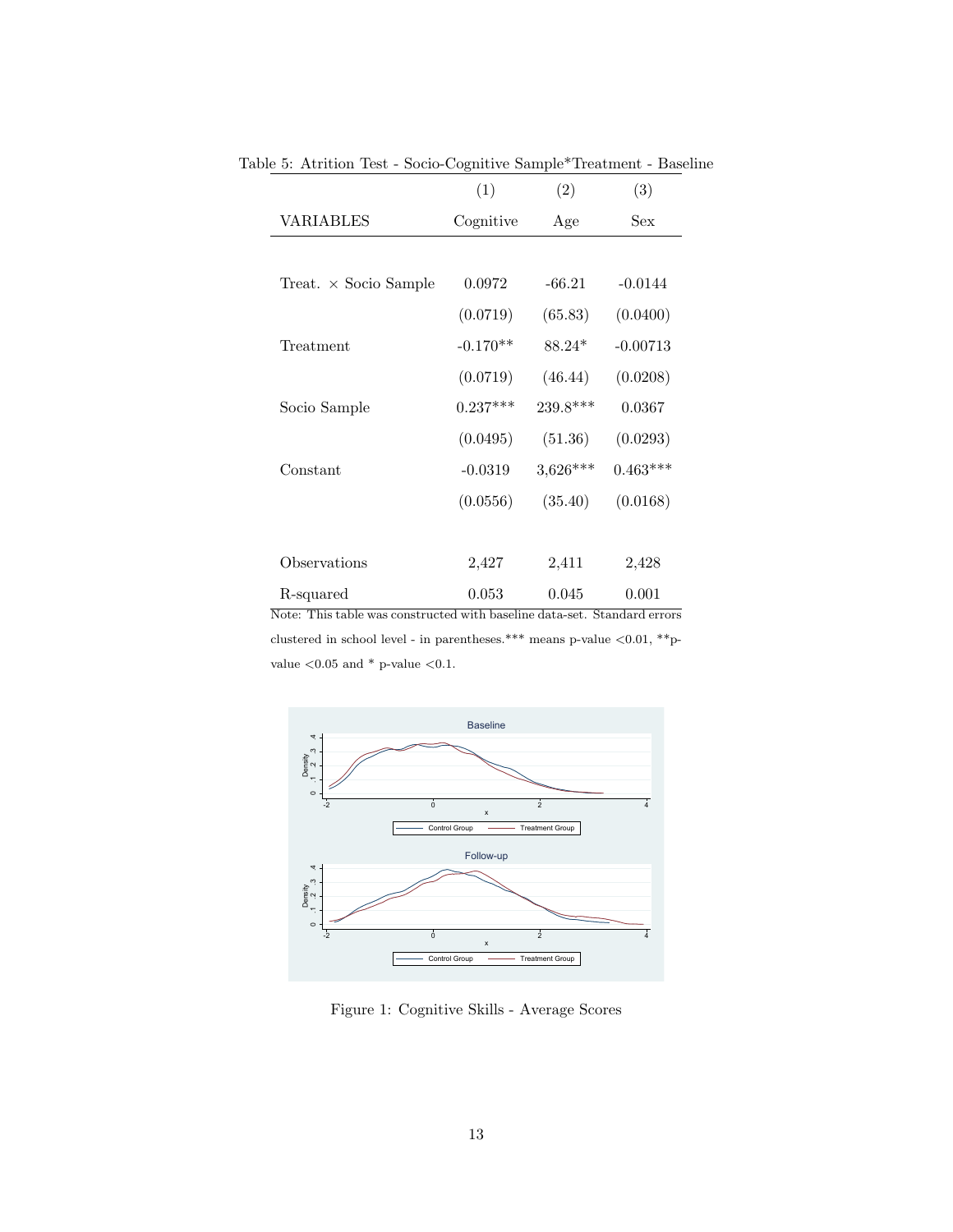Table 5: Atrition Test - Socio-Cognitive Sample*Treatment - Baseline

| | (1) | (2) | (3) |
|---|---|---|---|
| VARIABLES | Cognitive | Age | Sex |
| | | | |
| Treat. × Socio Sample | 0.0972 | -66.21 | -0.0144 |
| | (0.0719) | (65.83) | (0.0400) |
| Treatment | -0.170** | 88.24* | -0.00713 |
| | (0.0719) | (46.44) | (0.0208) |
| Socio Sample | 0.237*** | 239.8*** | 0.0367 |
| | (0.0495) | (51.36) | (0.0293) |
| Constant | -0.0319 | 3,626*** | 0.463*** |
| | (0.0556) | (35.40) | (0.0168) |
| | | | |
| Observations | 2,427 | 2,411 | 2,428 |
| R-squared | 0.053 | 0.045 | 0.001 |

Note: This table was constructed with baseline data-set. Standard errors clustered in school level - in parentheses.*** means p-value <0.01, **p-value <0.05 and * p-value <0.1.

Figure 1: Cognitive Skills - Average Scores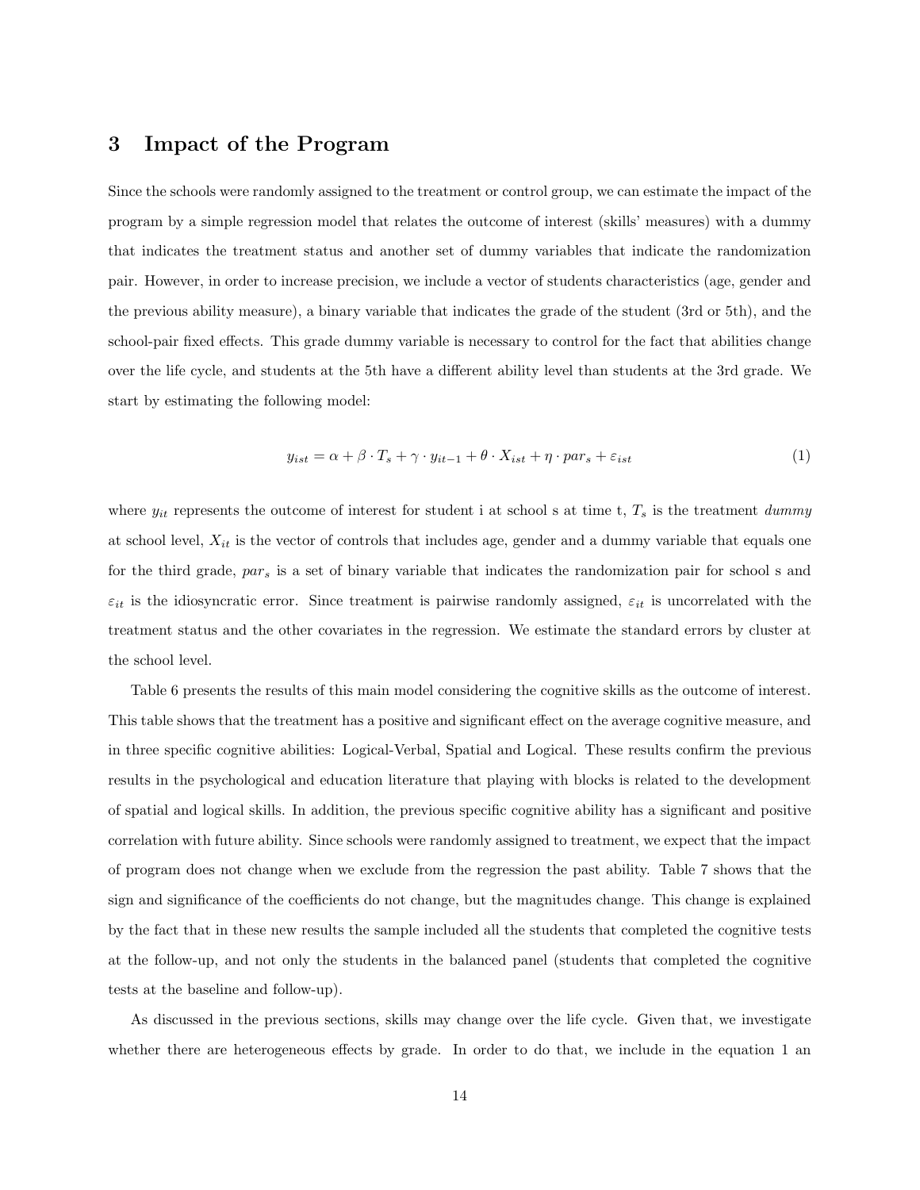## 3 Impact of the Program

Since the schools were randomly assigned to the treatment or control group, we can estimate the impact of the program by a simple regression model that relates the outcome of interest (skills' measures) with a dummy that indicates the treatment status and another set of dummy variables that indicate the randomization pair. However, in order to increase precision, we include a vector of students characteristics (age, gender and the previous ability measure), a binary variable that indicates the grade of the student (3rd or 5th), and the school-pair fixed effects. This grade dummy variable is necessary to control for the fact that abilities change over the life cycle, and students at the 5th have a different ability level than students at the 3rd grade. We start by estimating the following model:

$$y_{ist} = \alpha + \beta \cdot T_s + \gamma \cdot y_{it-1} + \theta \cdot X_{ist} + \eta \cdot par_s + \varepsilon_{ist} \tag{1}$$

where $y_{it}$ represents the outcome of interest for student i at school s at time t, $T_s$ is the treatment *dummy* at school level, $X_{it}$ is the vector of controls that includes age, gender and a dummy variable that equals one for the third grade, $par_s$ is a set of binary variable that indicates the randomization pair for school s and $\varepsilon_{it}$ is the idiosyncratic error. Since treatment is pairwise randomly assigned, $\varepsilon_{it}$ is uncorrelated with the treatment status and the other covariates in the regression. We estimate the standard errors by cluster at the school level.

Table 6 presents the results of this main model considering the cognitive skills as the outcome of interest. This table shows that the treatment has a positive and significant effect on the average cognitive measure, and in three specific cognitive abilities: Logical-Verbal, Spatial and Logical. These results confirm the previous results in the psychological and education literature that playing with blocks is related to the development of spatial and logical skills. In addition, the previous specific cognitive ability has a significant and positive correlation with future ability. Since schools were randomly assigned to treatment, we expect that the impact of program does not change when we exclude from the regression the past ability. Table 7 shows that the sign and significance of the coefficients do not change, but the magnitudes change. This change is explained by the fact that in these new results the sample included all the students that completed the cognitive tests at the follow-up, and not only the students in the balanced panel (students that completed the cognitive tests at the baseline and follow-up).

As discussed in the previous sections, skills may change over the life cycle. Given that, we investigate whether there are heterogeneous effects by grade. In order to do that, we include in the equation 1 an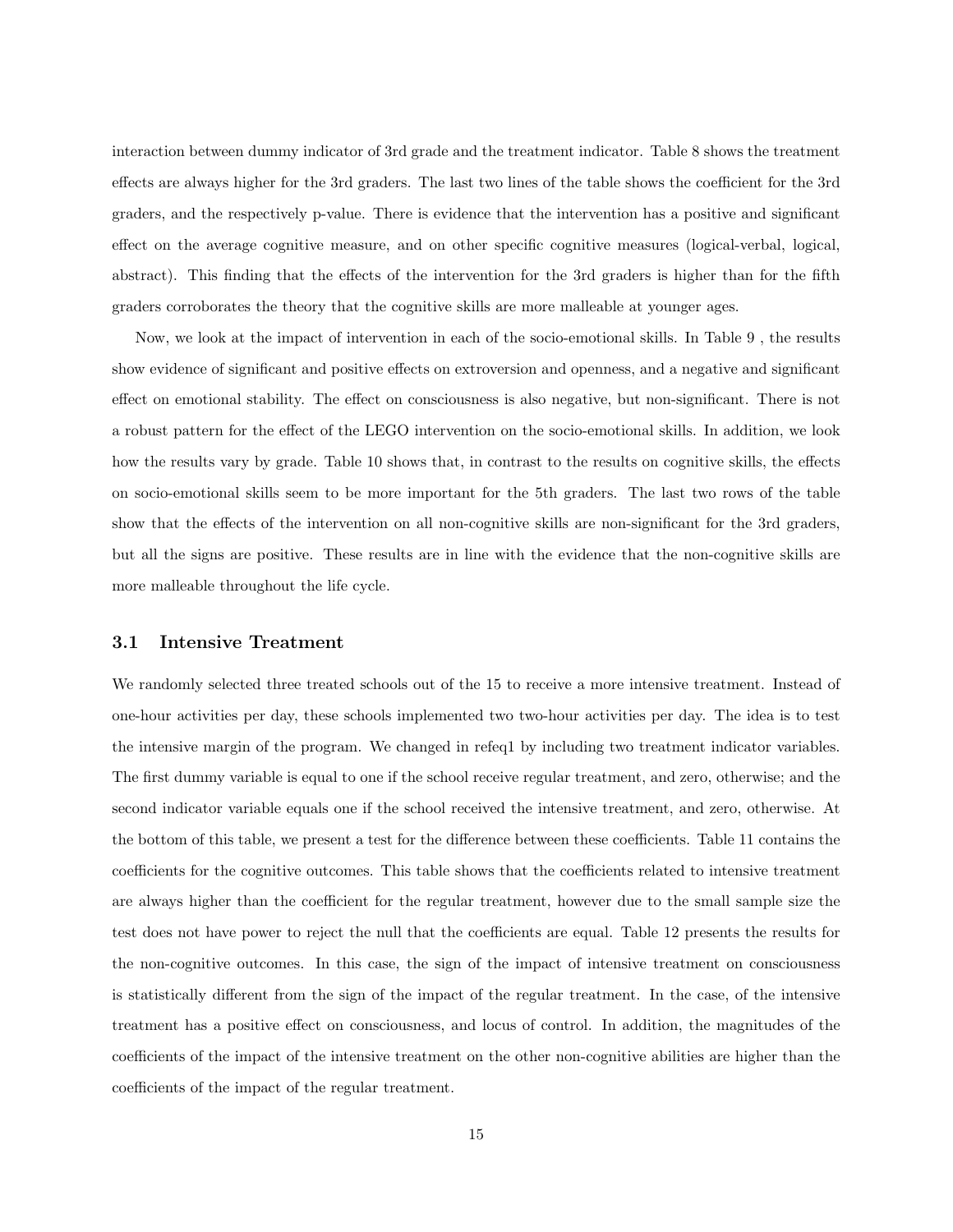interaction between dummy indicator of 3rd grade and the treatment indicator. Table 8 shows the treatment effects are always higher for the 3rd graders. The last two lines of the table shows the coefficient for the 3rd graders, and the respectively p-value. There is evidence that the intervention has a positive and significant effect on the average cognitive measure, and on other specific cognitive measures (logical-verbal, logical, abstract). This finding that the effects of the intervention for the 3rd graders is higher than for the fifth graders corroborates the theory that the cognitive skills are more malleable at younger ages.

Now, we look at the impact of intervention in each of the socio-emotional skills. In Table 9 , the results show evidence of significant and positive effects on extroversion and openness, and a negative and significant effect on emotional stability. The effect on consciousness is also negative, but non-significant. There is not a robust pattern for the effect of the LEGO intervention on the socio-emotional skills. In addition, we look how the results vary by grade. Table 10 shows that, in contrast to the results on cognitive skills, the effects on socio-emotional skills seem to be more important for the 5th graders. The last two rows of the table show that the effects of the intervention on all non-cognitive skills are non-significant for the 3rd graders, but all the signs are positive. These results are in line with the evidence that the non-cognitive skills are more malleable throughout the life cycle.

### 3.1 Intensive Treatment

We randomly selected three treated schools out of the 15 to receive a more intensive treatment. Instead of one-hour activities per day, these schools implemented two two-hour activities per day. The idea is to test the intensive margin of the program. We changed in refeq1 by including two treatment indicator variables. The first dummy variable is equal to one if the school receive regular treatment, and zero, otherwise; and the second indicator variable equals one if the school received the intensive treatment, and zero, otherwise. At the bottom of this table, we present a test for the difference between these coefficients. Table 11 contains the coefficients for the cognitive outcomes. This table shows that the coefficients related to intensive treatment are always higher than the coefficient for the regular treatment, however due to the small sample size the test does not have power to reject the null that the coefficients are equal. Table 12 presents the results for the non-cognitive outcomes. In this case, the sign of the impact of intensive treatment on consciousness is statistically different from the sign of the impact of the regular treatment. In the case, of the intensive treatment has a positive effect on consciousness, and locus of control. In addition, the magnitudes of the coefficients of the impact of the intensive treatment on the other non-cognitive abilities are higher than the coefficients of the impact of the regular treatment.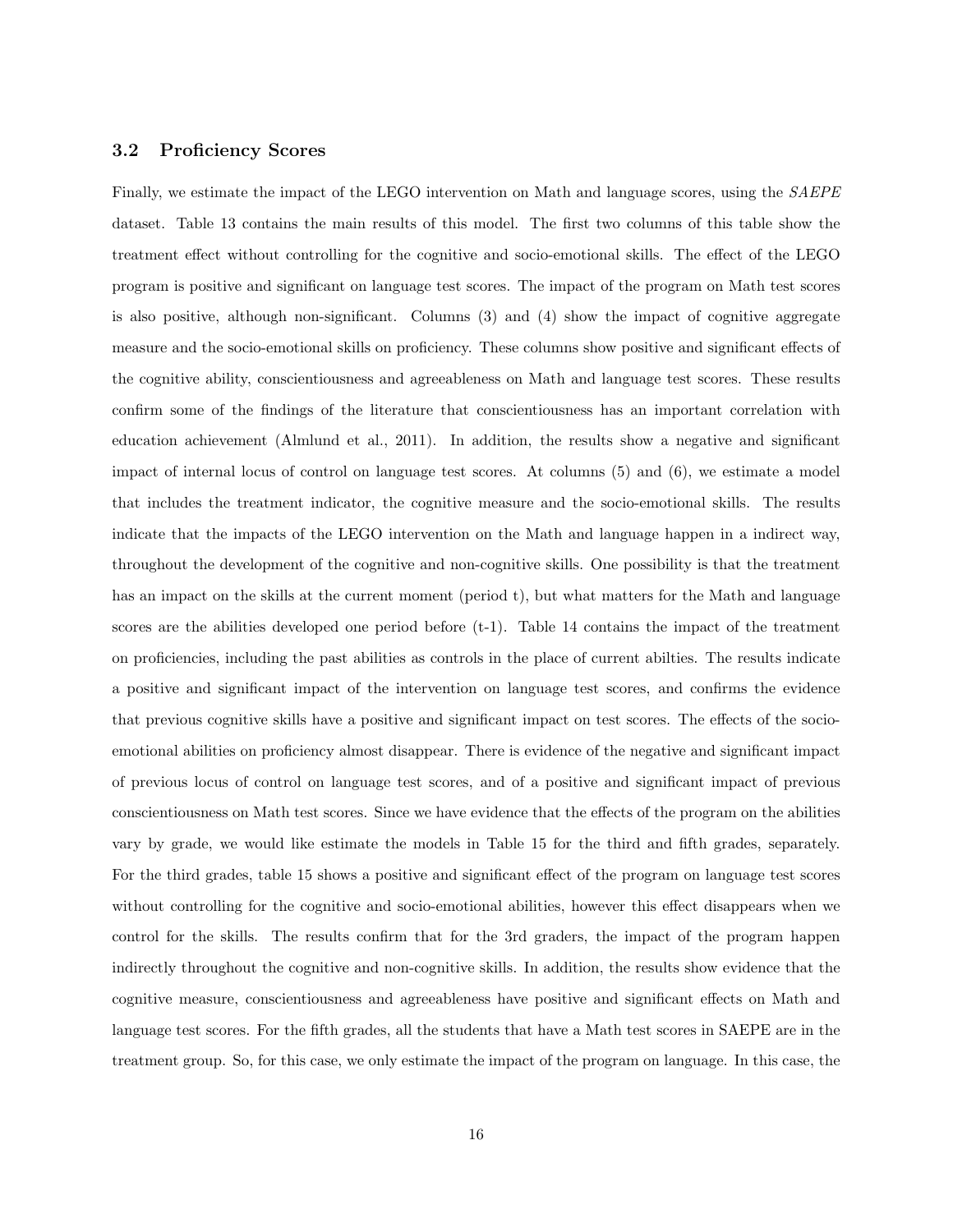### 3.2 Proficiency Scores

Finally, we estimate the impact of the LEGO intervention on Math and language scores, using the *SAEPE* dataset. Table 13 contains the main results of this model. The first two columns of this table show the treatment effect without controlling for the cognitive and socio-emotional skills. The effect of the LEGO program is positive and significant on language test scores. The impact of the program on Math test scores is also positive, although non-significant. Columns (3) and (4) show the impact of cognitive aggregate measure and the socio-emotional skills on proficiency. These columns show positive and significant effects of the cognitive ability, conscientiousness and agreeableness on Math and language test scores. These results confirm some of the findings of the literature that conscientiousness has an important correlation with education achievement (Almlund et al., 2011). In addition, the results show a negative and significant impact of internal locus of control on language test scores. At columns (5) and (6), we estimate a model that includes the treatment indicator, the cognitive measure and the socio-emotional skills. The results indicate that the impacts of the LEGO intervention on the Math and language happen in a indirect way, throughout the development of the cognitive and non-cognitive skills. One possibility is that the treatment has an impact on the skills at the current moment (period t), but what matters for the Math and language scores are the abilities developed one period before (t-1). Table 14 contains the impact of the treatment on proficiencies, including the past abilities as controls in the place of current abilties. The results indicate a positive and significant impact of the intervention on language test scores, and confirms the evidence that previous cognitive skills have a positive and significant impact on test scores. The effects of the socio-emotional abilities on proficiency almost disappear. There is evidence of the negative and significant impact of previous locus of control on language test scores, and of a positive and significant impact of previous conscientiousness on Math test scores. Since we have evidence that the effects of the program on the abilities vary by grade, we would like estimate the models in Table 15 for the third and fifth grades, separately. For the third grades, table 15 shows a positive and significant effect of the program on language test scores without controlling for the cognitive and socio-emotional abilities, however this effect disappears when we control for the skills. The results confirm that for the 3rd graders, the impact of the program happen indirectly throughout the cognitive and non-cognitive skills. In addition, the results show evidence that the cognitive measure, conscientiousness and agreeableness have positive and significant effects on Math and language test scores. For the fifth grades, all the students that have a Math test scores in SAEPE are in the treatment group. So, for this case, we only estimate the impact of the program on language. In this case, the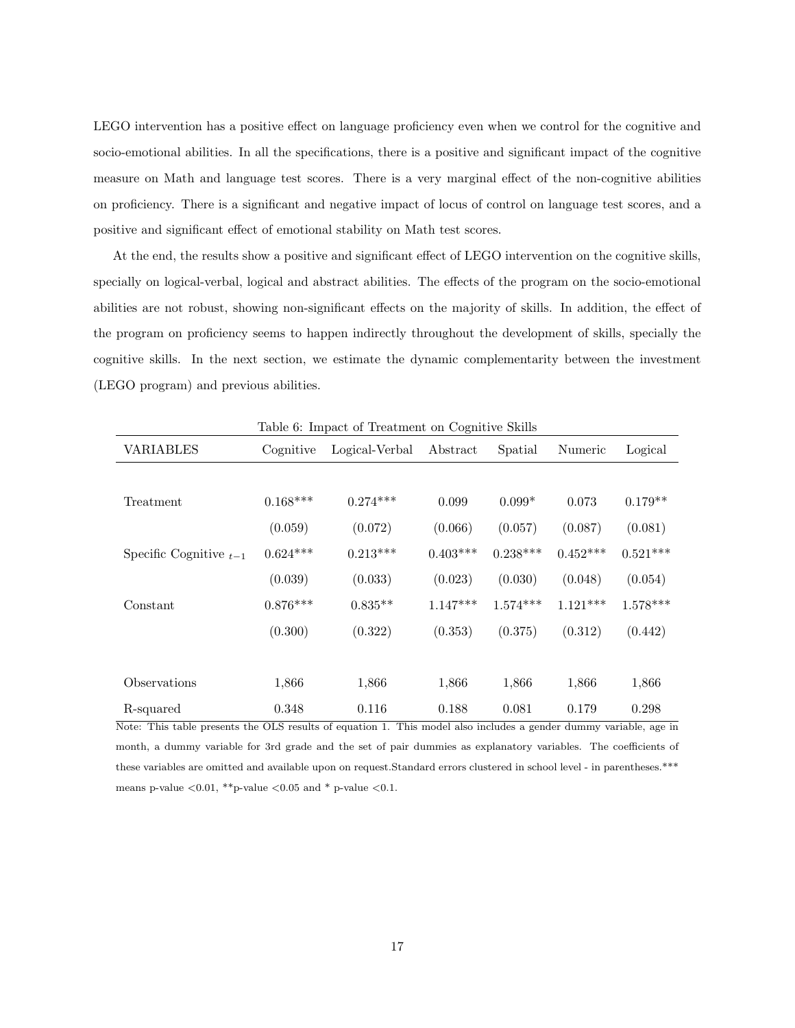LEGO intervention has a positive effect on language proficiency even when we control for the cognitive and socio-emotional abilities. In all the specifications, there is a positive and significant impact of the cognitive measure on Math and language test scores. There is a very marginal effect of the non-cognitive abilities on proficiency. There is a significant and negative impact of locus of control on language test scores, and a positive and significant effect of emotional stability on Math test scores.

At the end, the results show a positive and significant effect of LEGO intervention on the cognitive skills, specially on logical-verbal, logical and abstract abilities. The effects of the program on the socio-emotional abilities are not robust, showing non-significant effects on the majority of skills. In addition, the effect of the program on proficiency seems to happen indirectly throughout the development of skills, specially the cognitive skills. In the next section, we estimate the dynamic complementarity between the investment (LEGO program) and previous abilities.

Table 6: Impact of Treatment on Cognitive Skills

| VARIABLES | Cognitive | Logical-Verbal | Abstract | Spatial | Numeric | Logical |
|---|---|---|---|---|---|---|
| Treatment | 0.168*** | 0.274*** | 0.099 | 0.099* | 0.073 | 0.179** |
| | (0.059) | (0.072) | (0.066) | (0.057) | (0.087) | (0.081) |
| Specific Cognitive $_{t-1}$ | 0.624*** | 0.213*** | 0.403*** | 0.238*** | 0.452*** | 0.521*** |
| | (0.039) | (0.033) | (0.023) | (0.030) | (0.048) | (0.054) |
| Constant | 0.876*** | 0.835** | 1.147*** | 1.574*** | 1.121*** | 1.578*** |
| | (0.300) | (0.322) | (0.353) | (0.375) | (0.312) | (0.442) |
| Observations | 1,866 | 1,866 | 1,866 | 1,866 | 1,866 | 1,866 |
| R-squared | 0.348 | 0.116 | 0.188 | 0.081 | 0.179 | 0.298 |

Note: This table presents the OLS results of equation 1. This model also includes a gender dummy variable, age in month, a dummy variable for 3rd grade and the set of pair dummies as explanatory variables. The coefficients of these variables are omitted and available upon on request.Standard errors clustered in school level - in parentheses.*** means p-value <0.01, **p-value <0.05 and * p-value <0.1.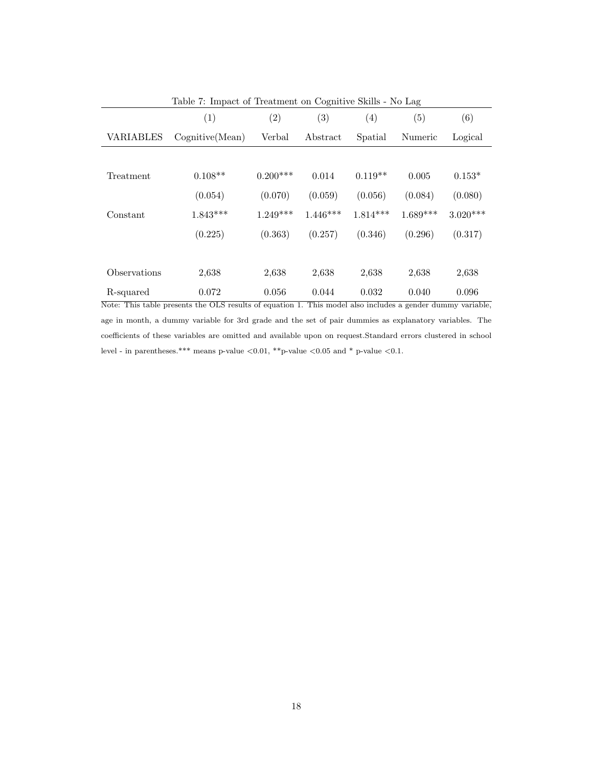Table 7: Impact of Treatment on Cognitive Skills - No Lag

| | (1) | (2) | (3) | (4) | (5) | (6) |
|---|---|---|---|---|---|---|
| VARIABLES | Cognitive(Mean) | Verbal | Abstract | Spatial | Numeric | Logical |
| Treatment | 0.108** | 0.200*** | 0.014 | 0.119** | 0.005 | 0.153* |
| | (0.054) | (0.070) | (0.059) | (0.056) | (0.084) | (0.080) |
| Constant | 1.843*** | 1.249*** | 1.446*** | 1.814*** | 1.689*** | 3.020*** |
| | (0.225) | (0.363) | (0.257) | (0.346) | (0.296) | (0.317) |
| Observations | 2,638 | 2,638 | 2,638 | 2,638 | 2,638 | 2,638 |
| R-squared | 0.072 | 0.056 | 0.044 | 0.032 | 0.040 | 0.096 |

Note: This table presents the OLS results of equation 1. This model also includes a gender dummy variable, age in month, a dummy variable for 3rd grade and the set of pair dummies as explanatory variables. The coefficients of these variables are omitted and available upon on request.Standard errors clustered in school level - in parentheses.*** means p-value <0.01, **p-value <0.05 and * p-value <0.1.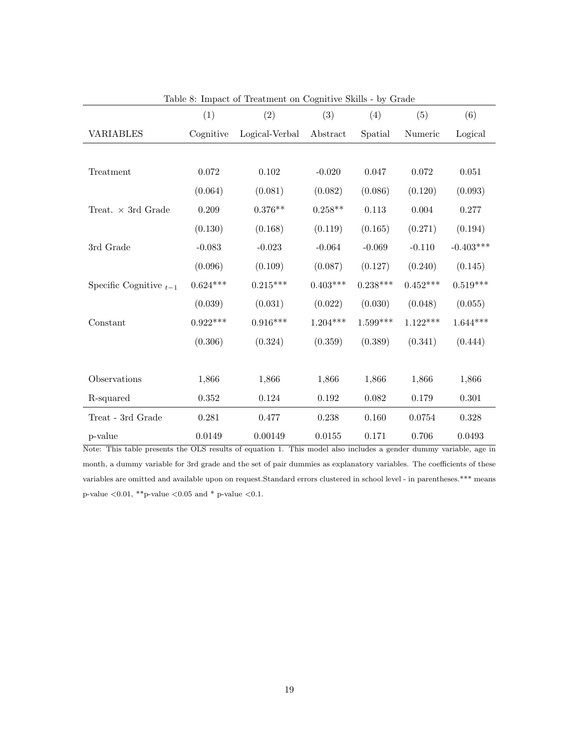Table 8: Impact of Treatment on Cognitive Skills - by Grade

| | (1) | (2) | (3) | (4) | (5) | (6) |
|---|---|---|---|---|---|---|
| VARIABLES | Cognitive | Logical-Verbal | Abstract | Spatial | Numeric | Logical |
| Treatment | 0.072 | 0.102 | -0.020 | 0.047 | 0.072 | 0.051 |
| | (0.064) | (0.081) | (0.082) | (0.086) | (0.120) | (0.093) |
| Treat. × 3rd Grade | 0.209 | 0.376** | 0.258** | 0.113 | 0.004 | 0.277 |
| | (0.130) | (0.168) | (0.119) | (0.165) | (0.271) | (0.194) |
| 3rd Grade | -0.083 | -0.023 | -0.064 | -0.069 | -0.110 | -0.403*** |
| | (0.096) | (0.109) | (0.087) | (0.127) | (0.240) | (0.145) |
| Specific Cognitive $_{t-1}$ | 0.624*** | 0.215*** | 0.403*** | 0.238*** | 0.452*** | 0.519*** |
| | (0.039) | (0.031) | (0.022) | (0.030) | (0.048) | (0.055) |
| Constant | 0.922*** | 0.916*** | 1.204*** | 1.599*** | 1.122*** | 1.644*** |
| | (0.306) | (0.324) | (0.359) | (0.389) | (0.341) | (0.444) |
| Observations | 1,866 | 1,866 | 1,866 | 1,866 | 1,866 | 1,866 |
| R-squared | 0.352 | 0.124 | 0.192 | 0.082 | 0.179 | 0.301 |
| Treat - 3rd Grade | 0.281 | 0.477 | 0.238 | 0.160 | 0.0754 | 0.328 |
| p-value | 0.0149 | 0.00149 | 0.0155 | 0.171 | 0.706 | 0.0493 |

Note: This table presents the OLS results of equation 1. This model also includes a gender dummy variable, age in month, a dummy variable for 3rd grade and the set of pair dummies as explanatory variables. The coefficients of these variables are omitted and available upon on request.Standard errors clustered in school level - in parentheses.*** means p-value <0.01, **p-value <0.05 and * p-value <0.1.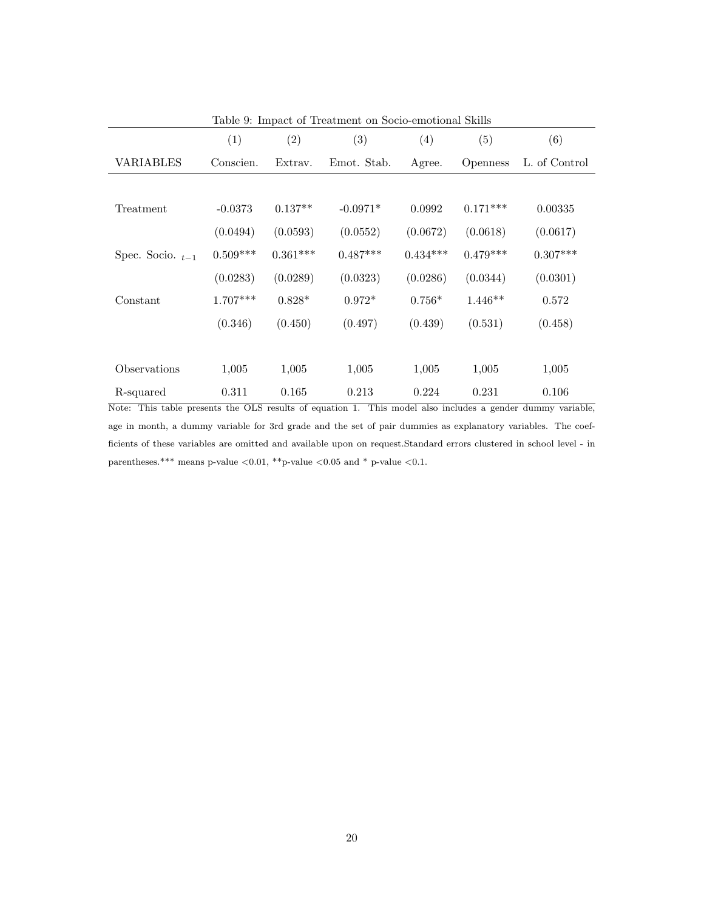Table 9: Impact of Treatment on Socio-emotional Skills

| | (1) | (2) | (3) | (4) | (5) | (6) |
|---|---|---|---|---|---|---|
| VARIABLES | Conscien. | Extrav. | Emot. Stab. | Agree. | Openness | L. of Control |
| Treatment | -0.0373 | 0.137** | -0.0971* | 0.0992 | 0.171*** | 0.00335 |
| | (0.0494) | (0.0593) | (0.0552) | (0.0672) | (0.0618) | (0.0617) |
| Spec. Socio. $_{t-1}$ | 0.509*** | 0.361*** | 0.487*** | 0.434*** | 0.479*** | 0.307*** |
| | (0.0283) | (0.0289) | (0.0323) | (0.0286) | (0.0344) | (0.0301) |
| Constant | 1.707*** | 0.828* | 0.972* | 0.756* | 1.446** | 0.572 |
| | (0.346) | (0.450) | (0.497) | (0.439) | (0.531) | (0.458) |
| Observations | 1,005 | 1,005 | 1,005 | 1,005 | 1,005 | 1,005 |
| R-squared | 0.311 | 0.165 | 0.213 | 0.224 | 0.231 | 0.106 |

Note: This table presents the OLS results of equation 1. This model also includes a gender dummy variable, age in month, a dummy variable for 3rd grade and the set of pair dummies as explanatory variables. The coefficients of these variables are omitted and available upon on request.Standard errors clustered in school level - in parentheses.*** means p-value <0.01, **p-value <0.05 and * p-value <0.1.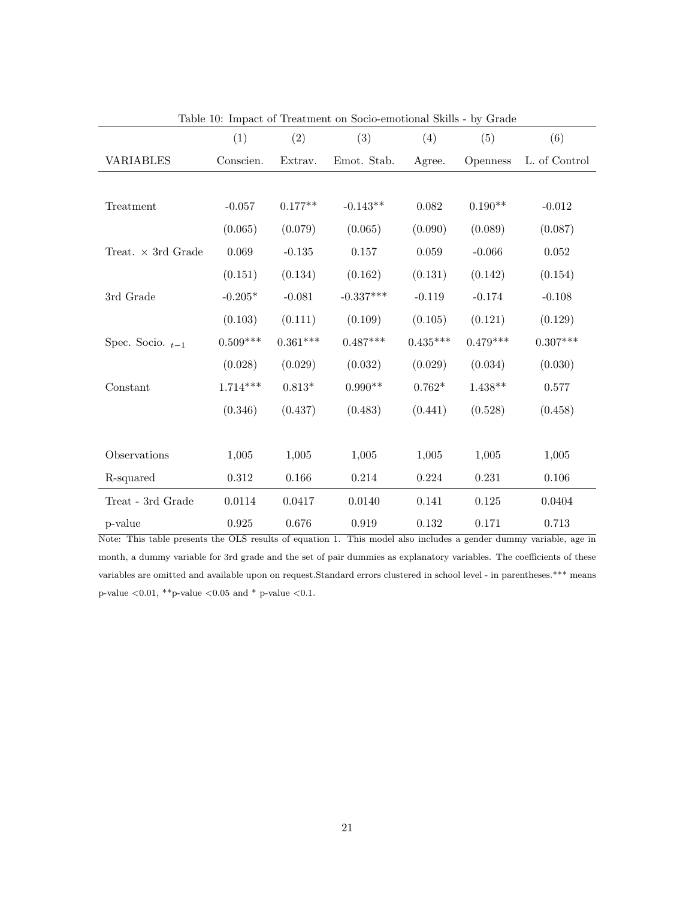Table 10: Impact of Treatment on Socio-emotional Skills - by Grade

| | (1) | (2) | (3) | (4) | (5) | (6) |
|---|---|---|---|---|---|---|
| VARIABLES | Conscien. | Extrav. | Emot. Stab. | Agree. | Openness | L. of Control |
| Treatment | -0.057 | 0.177** | -0.143** | 0.082 | 0.190** | -0.012 |
| | (0.065) | (0.079) | (0.065) | (0.090) | (0.089) | (0.087) |
| Treat. $\times$ 3rd Grade | 0.069 | -0.135 | 0.157 | 0.059 | -0.066 | 0.052 |
| | (0.151) | (0.134) | (0.162) | (0.131) | (0.142) | (0.154) |
| 3rd Grade | -0.205* | -0.081 | -0.337*** | -0.119 | -0.174 | -0.108 |
| | (0.103) | (0.111) | (0.109) | (0.105) | (0.121) | (0.129) |
| Spec. Socio. $_{t-1}$ | 0.509*** | 0.361*** | 0.487*** | 0.435*** | 0.479*** | 0.307*** |
| | (0.028) | (0.029) | (0.032) | (0.029) | (0.034) | (0.030) |
| Constant | 1.714*** | 0.813* | 0.990** | 0.762* | 1.438** | 0.577 |
| | (0.346) | (0.437) | (0.483) | (0.441) | (0.528) | (0.458) |
| Observations | 1,005 | 1,005 | 1,005 | 1,005 | 1,005 | 1,005 |
| R-squared | 0.312 | 0.166 | 0.214 | 0.224 | 0.231 | 0.106 |
| Treat - 3rd Grade | 0.0114 | 0.0417 | 0.0140 | 0.141 | 0.125 | 0.0404 |
| p-value | 0.925 | 0.676 | 0.919 | 0.132 | 0.171 | 0.713 |

Note: This table presents the OLS results of equation 1. This model also includes a gender dummy variable, age in month, a dummy variable for 3rd grade and the set of pair dummies as explanatory variables. The coefficients of these variables are omitted and available upon on request.Standard errors clustered in school level - in parentheses.*** means p-value <0.01, **p-value <0.05 and * p-value <0.1.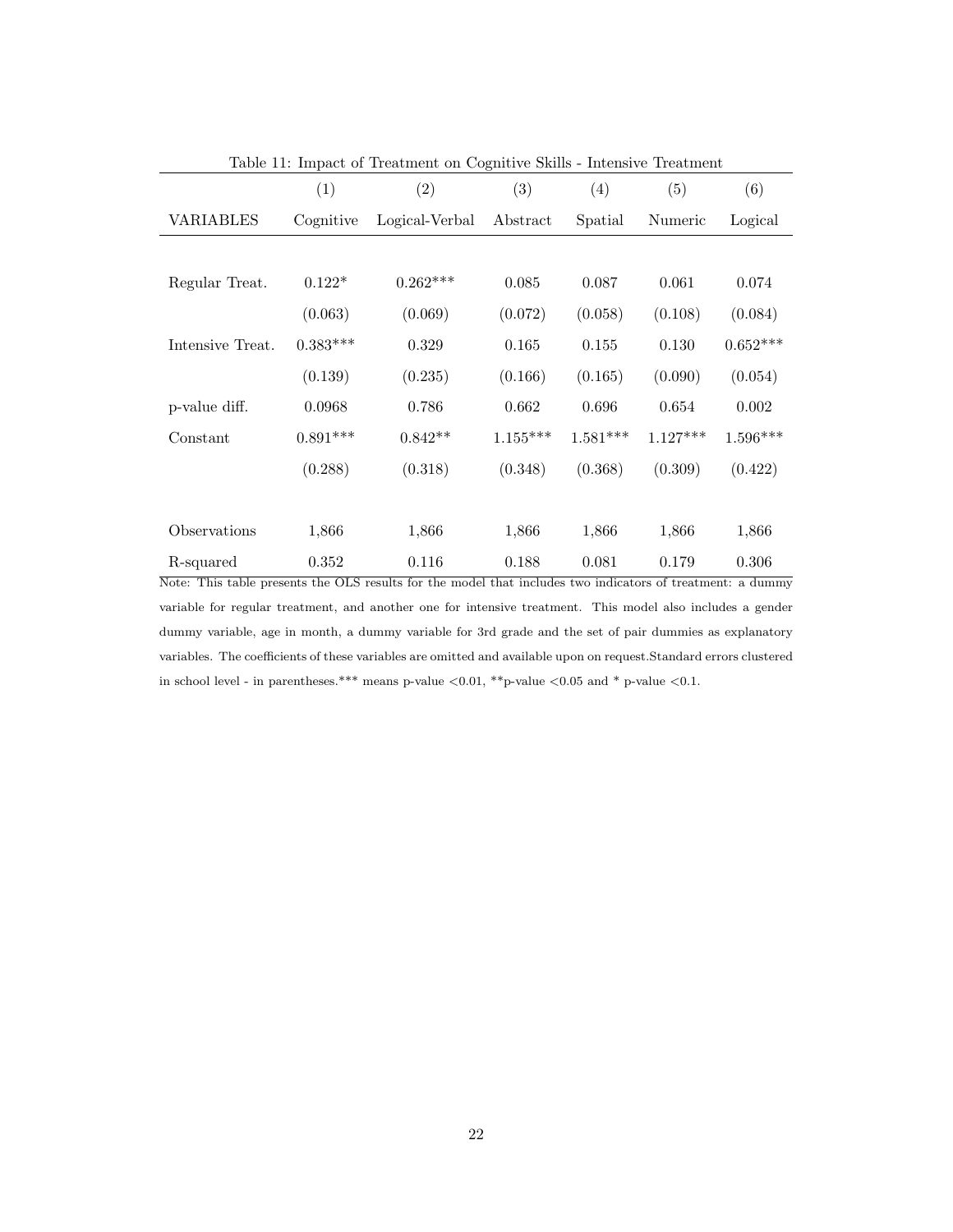Table 11: Impact of Treatment on Cognitive Skills - Intensive Treatment

| | (1) | (2) | (3) | (4) | (5) | (6) |
|---|---|---|---|---|---|---|
| VARIABLES | Cognitive | Logical-Verbal | Abstract | Spatial | Numeric | Logical |
| Regular Treat. | 0.122* | 0.262*** | 0.085 | 0.087 | 0.061 | 0.074 |
| | (0.063) | (0.069) | (0.072) | (0.058) | (0.108) | (0.084) |
| Intensive Treat. | 0.383*** | 0.329 | 0.165 | 0.155 | 0.130 | 0.652*** |
| | (0.139) | (0.235) | (0.166) | (0.165) | (0.090) | (0.054) |
| p-value diff. | 0.0968 | 0.786 | 0.662 | 0.696 | 0.654 | 0.002 |
| Constant | 0.891*** | 0.842** | 1.155*** | 1.581*** | 1.127*** | 1.596*** |
| | (0.288) | (0.318) | (0.348) | (0.368) | (0.309) | (0.422) |
| Observations | 1,866 | 1,866 | 1,866 | 1,866 | 1,866 | 1,866 |
| R-squared | 0.352 | 0.116 | 0.188 | 0.081 | 0.179 | 0.306 |

Note: This table presents the OLS results for the model that includes two indicators of treatment: a dummy variable for regular treatment, and another one for intensive treatment. This model also includes a gender dummy variable, age in month, a dummy variable for 3rd grade and the set of pair dummies as explanatory variables. The coefficients of these variables are omitted and available upon on request.Standard errors clustered in school level - in parentheses.*** means p-value <0.01, **p-value <0.05 and * p-value <0.1.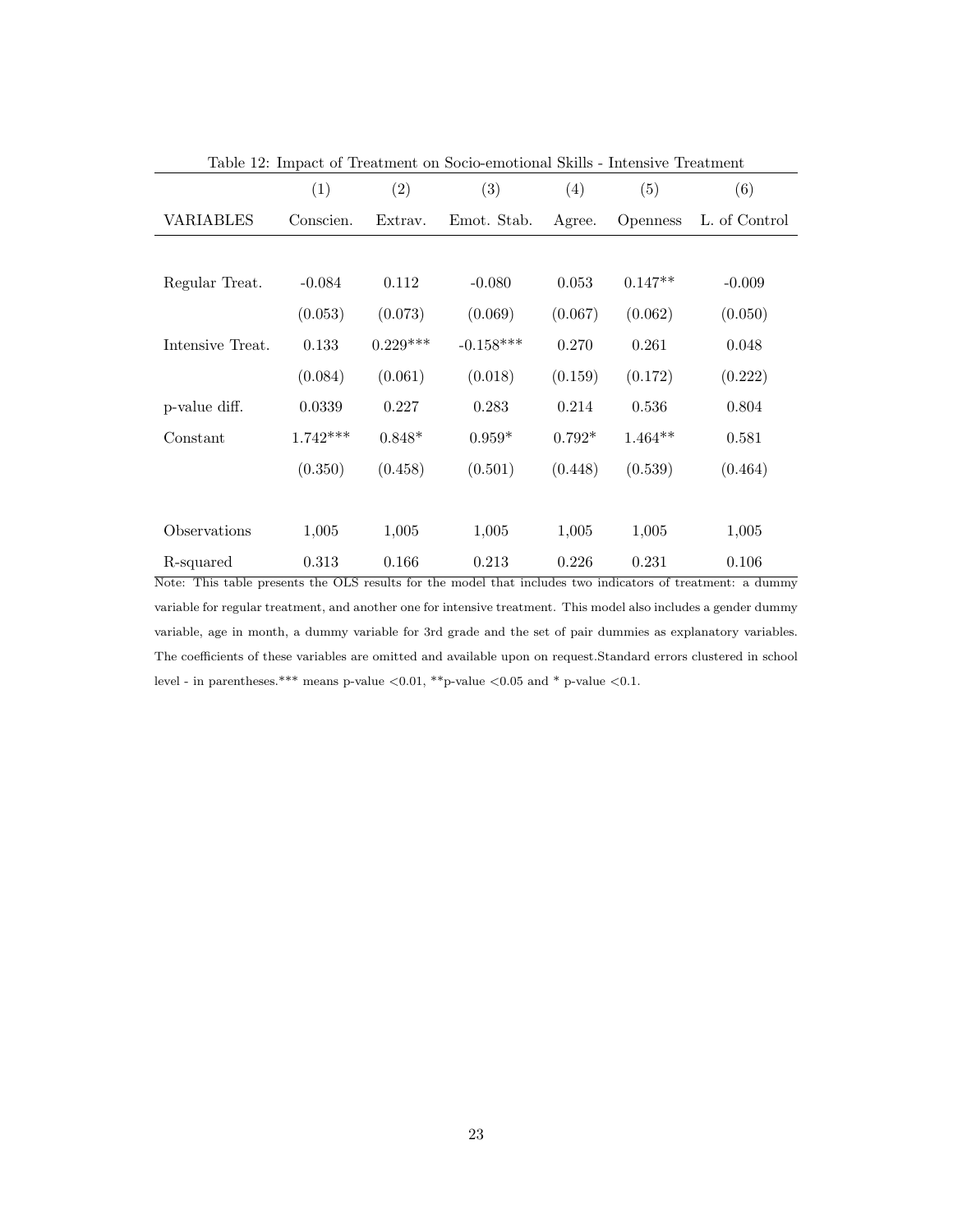Table 12: Impact of Treatment on Socio-emotional Skills - Intensive Treatment

| | (1) | (2) | (3) | (4) | (5) | (6) |
|---|---|---|---|---|---|---|
| VARIABLES | Conscien. | Extrav. | Emot. Stab. | Agree. | Openness | L. of Control |
| Regular Treat. | -0.084 | 0.112 | -0.080 | 0.053 | 0.147** | -0.009 |
| | (0.053) | (0.073) | (0.069) | (0.067) | (0.062) | (0.050) |
| Intensive Treat. | 0.133 | 0.229*** | -0.158*** | 0.270 | 0.261 | 0.048 |
| | (0.084) | (0.061) | (0.018) | (0.159) | (0.172) | (0.222) |
| p-value diff. | 0.0339 | 0.227 | 0.283 | 0.214 | 0.536 | 0.804 |
| Constant | 1.742*** | 0.848* | 0.959* | 0.792* | 1.464** | 0.581 |
| | (0.350) | (0.458) | (0.501) | (0.448) | (0.539) | (0.464) |
| Observations | 1,005 | 1,005 | 1,005 | 1,005 | 1,005 | 1,005 |
| R-squared | 0.313 | 0.166 | 0.213 | 0.226 | 0.231 | 0.106 |

Note: This table presents the OLS results for the model that includes two indicators of treatment: a dummy variable for regular treatment, and another one for intensive treatment. This model also includes a gender dummy variable, age in month, a dummy variable for 3rd grade and the set of pair dummies as explanatory variables. The coefficients of these variables are omitted and available upon on request.Standard errors clustered in school level - in parentheses.*** means p-value <0.01, **p-value <0.05 and * p-value <0.1.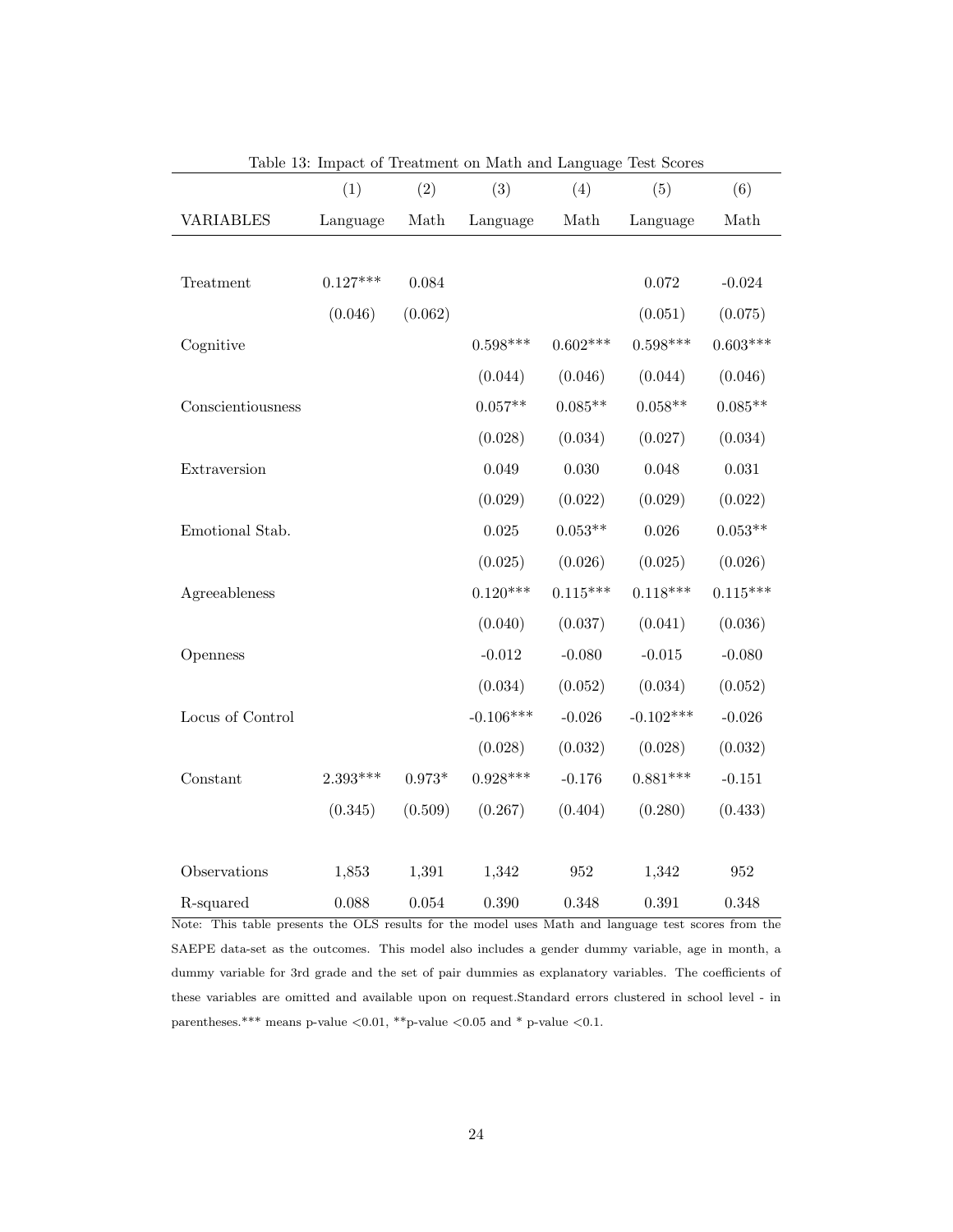Table 13: Impact of Treatment on Math and Language Test Scores

| | (1) | (2) | (3) | (4) | (5) | (6) |
|---|---|---|---|---|---|---|
| VARIABLES | Language | Math | Language | Math | Language | Math |
| Treatment | 0.127*** | 0.084 | | | 0.072 | -0.024 |
| | (0.046) | (0.062) | | | (0.051) | (0.075) |
| Cognitive | | | 0.598*** | 0.602*** | 0.598*** | 0.603*** |
| | | | (0.044) | (0.046) | (0.044) | (0.046) |
| Conscientiousness | | | 0.057** | 0.085** | 0.058** | 0.085** |
| | | | (0.028) | (0.034) | (0.027) | (0.034) |
| Extraversion | | | 0.049 | 0.030 | 0.048 | 0.031 |
| | | | (0.029) | (0.022) | (0.029) | (0.022) |
| Emotional Stab. | | | 0.025 | 0.053** | 0.026 | 0.053** |
| | | | (0.025) | (0.026) | (0.025) | (0.026) |
| Agreeableness | | | 0.120*** | 0.115*** | 0.118*** | 0.115*** |
| | | | (0.040) | (0.037) | (0.041) | (0.036) |
| Openness | | | -0.012 | -0.080 | -0.015 | -0.080 |
| | | | (0.034) | (0.052) | (0.034) | (0.052) |
| Locus of Control | | | -0.106*** | -0.026 | -0.102*** | -0.026 |
| | | | (0.028) | (0.032) | (0.028) | (0.032) |
| Constant | 2.393*** | 0.973* | 0.928*** | -0.176 | 0.881*** | -0.151 |
| | (0.345) | (0.509) | (0.267) | (0.404) | (0.280) | (0.433) |
| Observations | 1,853 | 1,391 | 1,342 | 952 | 1,342 | 952 |
| R-squared | 0.088 | 0.054 | 0.390 | 0.348 | 0.391 | 0.348 |

Note: This table presents the OLS results for the model uses Math and language test scores from the SAEPE data-set as the outcomes. This model also includes a gender dummy variable, age in month, a dummy variable for 3rd grade and the set of pair dummies as explanatory variables. The coefficients of these variables are omitted and available upon on request.Standard errors clustered in school level - in parentheses.*** means p-value <0.01, **p-value <0.05 and * p-value <0.1.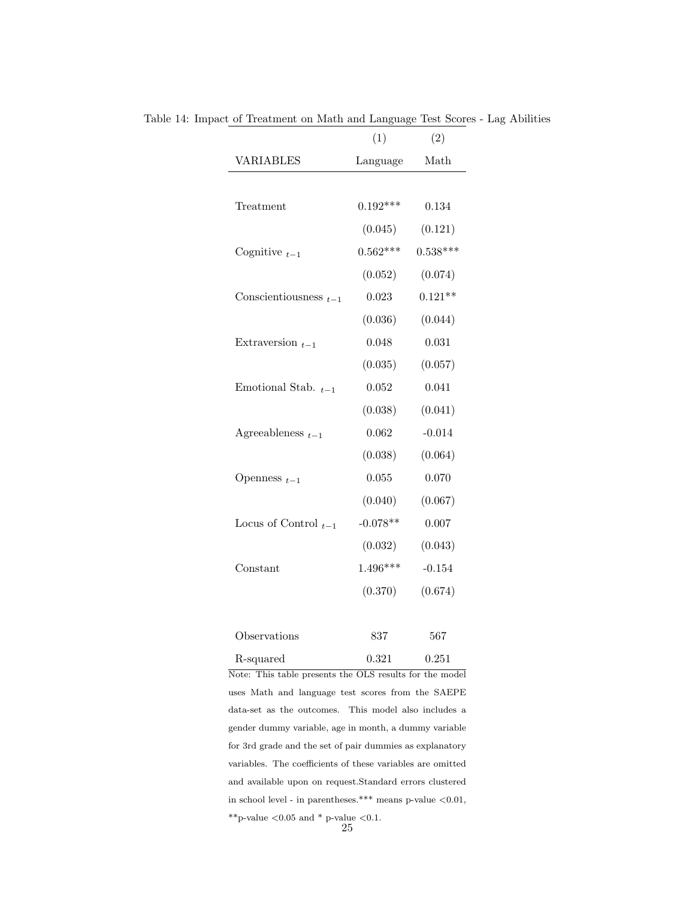Table 14: Impact of Treatment on Math and Language Test Scores - Lag Abilities

| | (1) | (2) |
|---|---|---|
| VARIABLES | Language | Math |
| Treatment | 0.192*** | 0.134 |
| | (0.045) | (0.121) |
| Cognitive $_{t-1}$ | 0.562*** | 0.538*** |
| | (0.052) | (0.074) |
| Conscientiousness $_{t-1}$ | 0.023 | 0.121** |
| | (0.036) | (0.044) |
| Extraversion $_{t-1}$ | 0.048 | 0.031 |
| | (0.035) | (0.057) |
| Emotional Stab. $_{t-1}$ | 0.052 | 0.041 |
| | (0.038) | (0.041) |
| Agreeableness $_{t-1}$ | 0.062 | -0.014 |
| | (0.038) | (0.064) |
| Openness $_{t-1}$ | 0.055 | 0.070 |
| | (0.040) | (0.067) |
| Locus of Control $_{t-1}$ | -0.078** | 0.007 |
| | (0.032) | (0.043) |
| Constant | 1.496*** | -0.154 |
| | (0.370) | (0.674) |
| Observations | 837 | 567 |
| R-squared | 0.321 | 0.251 |

Note: This table presents the OLS results for the model uses Math and language test scores from the SAEPE data-set as the outcomes. This model also includes a gender dummy variable, age in month, a dummy variable for 3rd grade and the set of pair dummies as explanatory variables. The coefficients of these variables are omitted and available upon on request.Standard errors clustered in school level - in parentheses.*** means p-value <0.01, **p-value <0.05 and * p-value <0.1.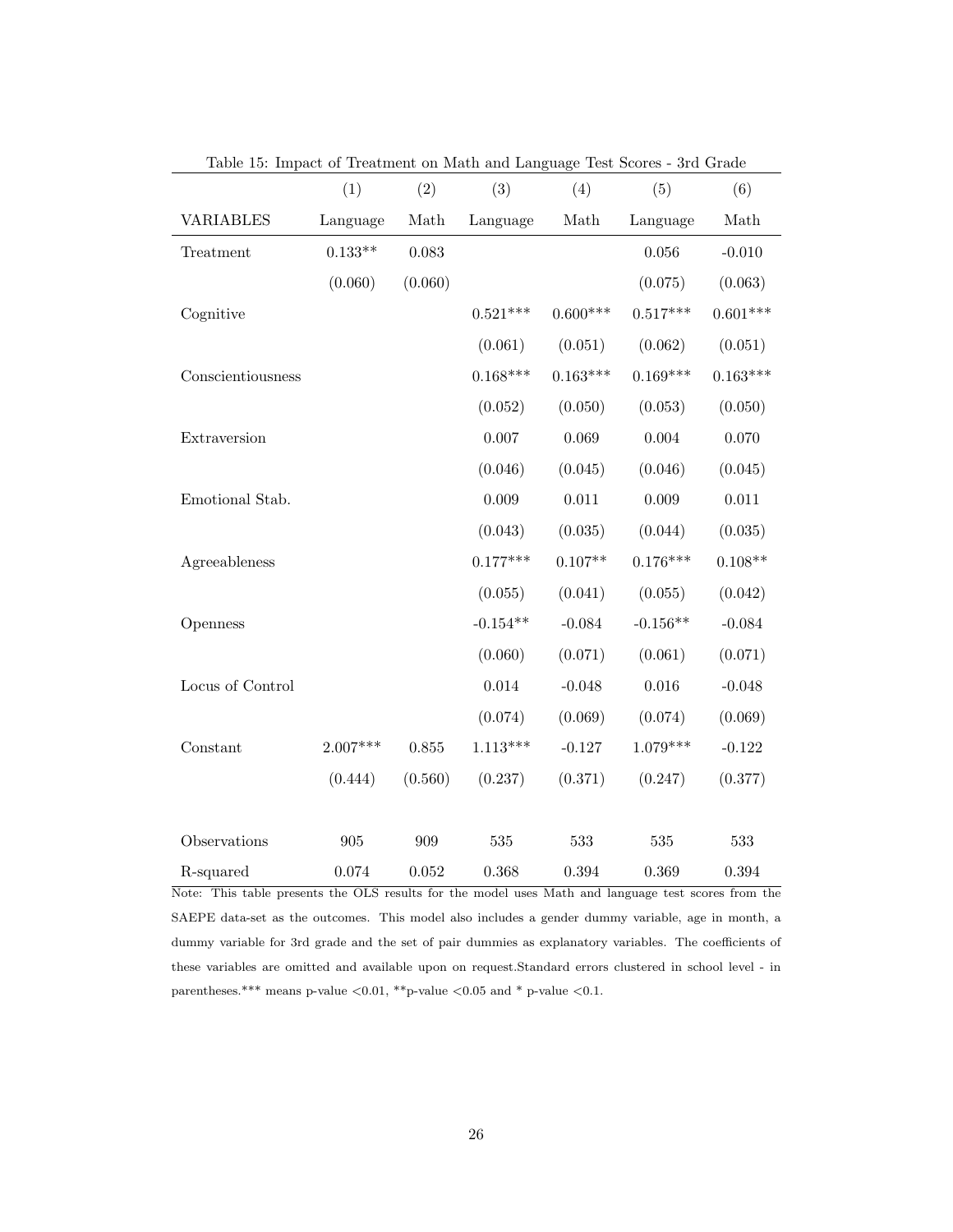Table 15: Impact of Treatment on Math and Language Test Scores - 3rd Grade

| | (1) | (2) | (3) | (4) | (5) | (6) |
|---|---|---|---|---|---|---|
| VARIABLES | Language | Math | Language | Math | Language | Math |
| Treatment | 0.133** | 0.083 | | | 0.056 | -0.010 |
| | (0.060) | (0.060) | | | (0.075) | (0.063) |
| Cognitive | | | 0.521*** | 0.600*** | 0.517*** | 0.601*** |
| | | | (0.061) | (0.051) | (0.062) | (0.051) |
| Conscientiousness | | | 0.168*** | 0.163*** | 0.169*** | 0.163*** |
| | | | (0.052) | (0.050) | (0.053) | (0.050) |
| Extraversion | | | 0.007 | 0.069 | 0.004 | 0.070 |
| | | | (0.046) | (0.045) | (0.046) | (0.045) |
| Emotional Stab. | | | 0.009 | 0.011 | 0.009 | 0.011 |
| | | | (0.043) | (0.035) | (0.044) | (0.035) |
| Agreeableness | | | 0.177*** | 0.107** | 0.176*** | 0.108** |
| | | | (0.055) | (0.041) | (0.055) | (0.042) |
| Openness | | | -0.154** | -0.084 | -0.156** | -0.084 |
| | | | (0.060) | (0.071) | (0.061) | (0.071) |
| Locus of Control | | | 0.014 | -0.048 | 0.016 | -0.048 |
| | | | (0.074) | (0.069) | (0.074) | (0.069) |
| Constant | 2.007*** | 0.855 | 1.113*** | -0.127 | 1.079*** | -0.122 |
| | (0.444) | (0.560) | (0.237) | (0.371) | (0.247) | (0.377) |
| Observations | 905 | 909 | 535 | 533 | 535 | 533 |
| R-squared | 0.074 | 0.052 | 0.368 | 0.394 | 0.369 | 0.394 |

Note: This table presents the OLS results for the model uses Math and language test scores from the SAEPE data-set as the outcomes. This model also includes a gender dummy variable, age in month, a dummy variable for 3rd grade and the set of pair dummies as explanatory variables. The coefficients of these variables are omitted and available upon on request.Standard errors clustered in school level - in parentheses.*** means p-value <0.01, **p-value <0.05 and * p-value <0.1.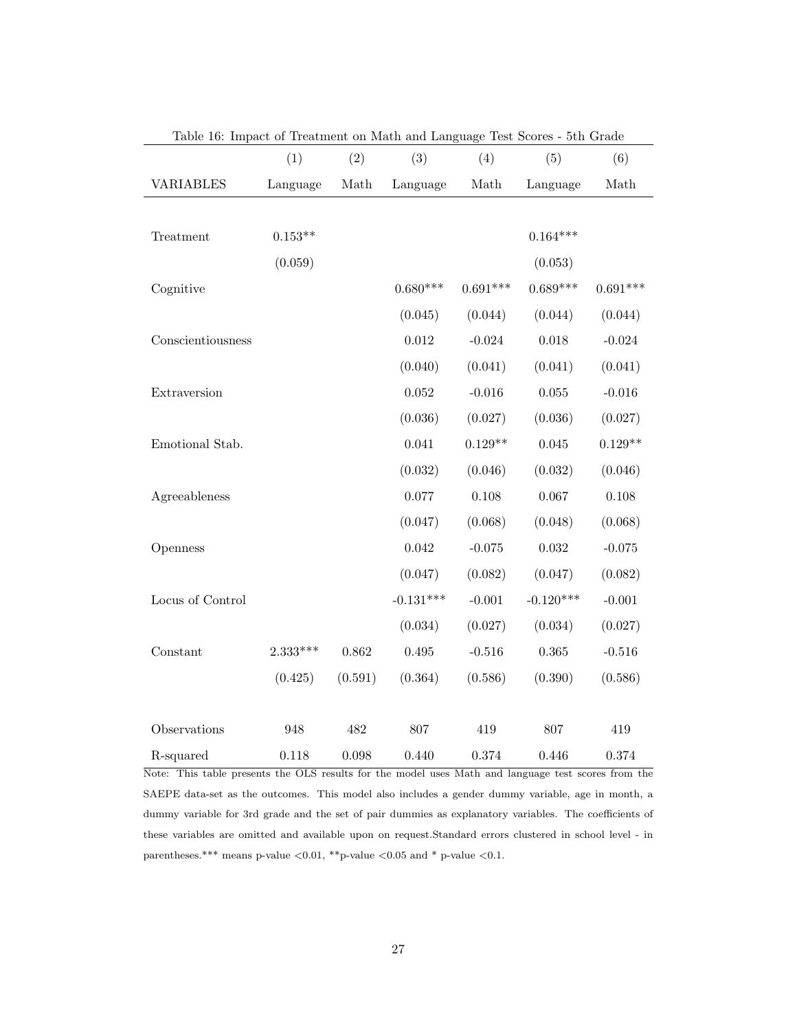Table 16: Impact of Treatment on Math and Language Test Scores - 5th Grade

| | (1) | (2) | (3) | (4) | (5) | (6) |
|---|---|---|---|---|---|---|
| VARIABLES | Language | Math | Language | Math | Language | Math |
| | | | | | | |
| Treatment | 0.153** | | | | 0.164*** | |
| | (0.059) | | | | (0.053) | |
| Cognitive | | | 0.680*** | 0.691*** | 0.689*** | 0.691*** |
| | | | (0.045) | (0.044) | (0.044) | (0.044) |
| Conscientiousness | | | 0.012 | -0.024 | 0.018 | -0.024 |
| | | | (0.040) | (0.041) | (0.041) | (0.041) |
| Extraversion | | | 0.052 | -0.016 | 0.055 | -0.016 |
| | | | (0.036) | (0.027) | (0.036) | (0.027) |
| Emotional Stab. | | | 0.041 | 0.129** | 0.045 | 0.129** |
| | | | (0.032) | (0.046) | (0.032) | (0.046) |
| Agreeableness | | | 0.077 | 0.108 | 0.067 | 0.108 |
| | | | (0.047) | (0.068) | (0.048) | (0.068) |
| Openness | | | 0.042 | -0.075 | 0.032 | -0.075 |
| | | | (0.047) | (0.082) | (0.047) | (0.082) |
| Locus of Control | | | -0.131*** | -0.001 | -0.120*** | -0.001 |
| | | | (0.034) | (0.027) | (0.034) | (0.027) |
| Constant | 2.333*** | 0.862 | 0.495 | -0.516 | 0.365 | -0.516 |
| | (0.425) | (0.591) | (0.364) | (0.586) | (0.390) | (0.586) |
| | | | | | | |
| Observations | 948 | 482 | 807 | 419 | 807 | 419 |
| R-squared | 0.118 | 0.098 | 0.440 | 0.374 | 0.446 | 0.374 |

Note: This table presents the OLS results for the model uses Math and language test scores from the SAEPE data-set as the outcomes. This model also includes a gender dummy variable, age in month, a dummy variable for 3rd grade and the set of pair dummies as explanatory variables. The coefficients of these variables are omitted and available upon on request.Standard errors clustered in school level - in parentheses.*** means p-value <0.01, **p-value <0.05 and * p-value <0.1.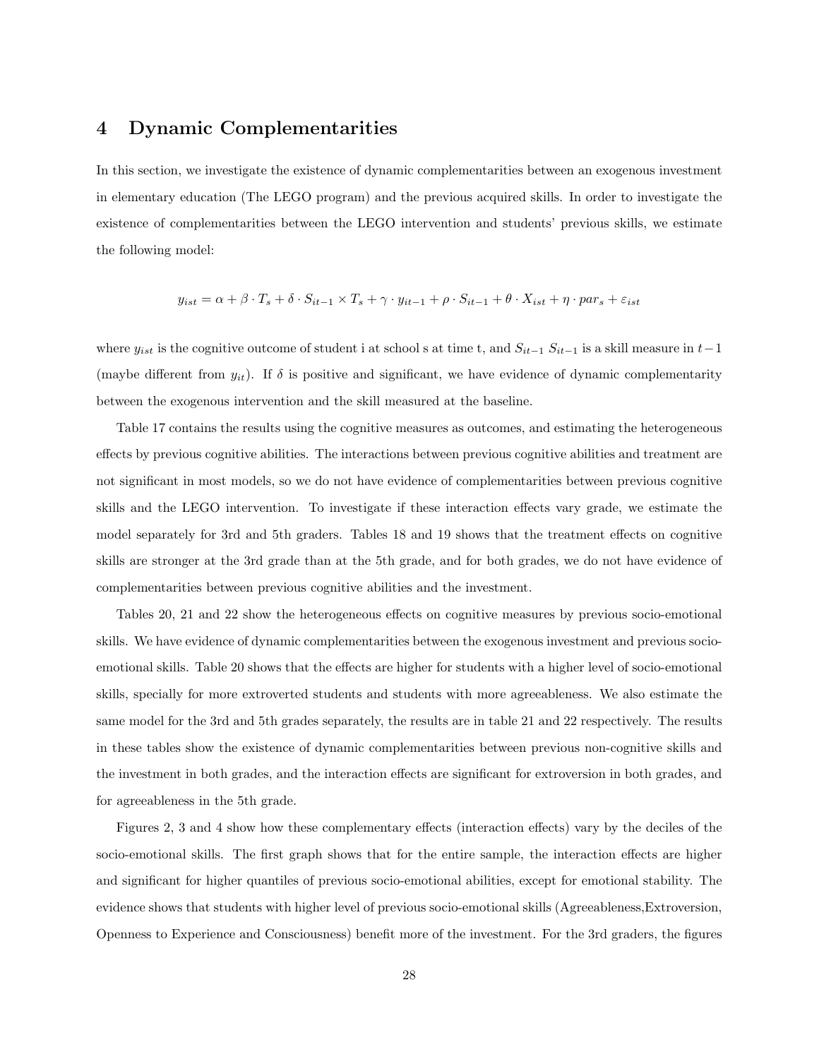## 4 Dynamic Complementarities

In this section, we investigate the existence of dynamic complementarities between an exogenous investment in elementary education (The LEGO program) and the previous acquired skills. In order to investigate the existence of complementarities between the LEGO intervention and students' previous skills, we estimate the following model:

$$y_{ist} = \alpha + \beta \cdot T_s + \delta \cdot S_{it-1} \times T_s + \gamma \cdot y_{it-1} + \rho \cdot S_{it-1} + \theta \cdot X_{ist} + \eta \cdot par_s + \varepsilon_{ist}$$

where $y_{ist}$ is the cognitive outcome of student i at school s at time t, and $S_{it-1}$ $S_{it-1}$ is a skill measure in $t-1$ (maybe different from $y_{it}$). If $\delta$ is positive and significant, we have evidence of dynamic complementarity between the exogenous intervention and the skill measured at the baseline.

Table 17 contains the results using the cognitive measures as outcomes, and estimating the heterogeneous effects by previous cognitive abilities. The interactions between previous cognitive abilities and treatment are not significant in most models, so we do not have evidence of complementarities between previous cognitive skills and the LEGO intervention. To investigate if these interaction effects vary grade, we estimate the model separately for 3rd and 5th graders. Tables 18 and 19 shows that the treatment effects on cognitive skills are stronger at the 3rd grade than at the 5th grade, and for both grades, we do not have evidence of complementarities between previous cognitive abilities and the investment.

Tables 20, 21 and 22 show the heterogeneous effects on cognitive measures by previous socio-emotional skills. We have evidence of dynamic complementarities between the exogenous investment and previous socio-emotional skills. Table 20 shows that the effects are higher for students with a higher level of socio-emotional skills, specially for more extroverted students and students with more agreeableness. We also estimate the same model for the 3rd and 5th grades separately, the results are in table 21 and 22 respectively. The results in these tables show the existence of dynamic complementarities between previous non-cognitive skills and the investment in both grades, and the interaction effects are significant for extroversion in both grades, and for agreeableness in the 5th grade.

Figures 2, 3 and 4 show how these complementary effects (interaction effects) vary by the deciles of the socio-emotional skills. The first graph shows that for the entire sample, the interaction effects are higher and significant for higher quantiles of previous socio-emotional abilities, except for emotional stability. The evidence shows that students with higher level of previous socio-emotional skills (Agreeableness,Extroversion, Openness to Experience and Consciousness) benefit more of the investment. For the 3rd graders, the figures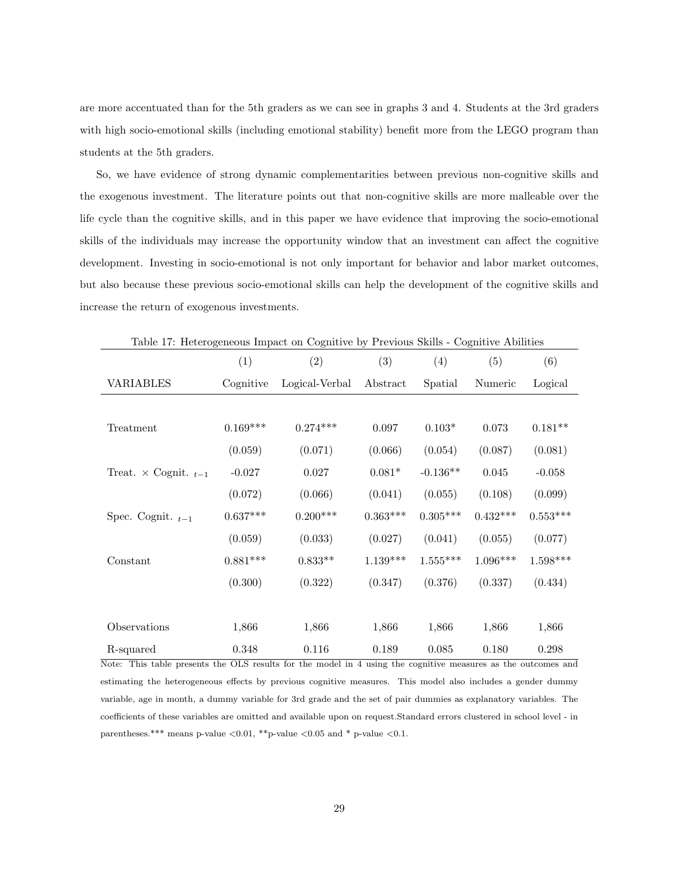are more accentuated than for the 5th graders as we can see in graphs 3 and 4. Students at the 3rd graders with high socio-emotional skills (including emotional stability) benefit more from the LEGO program than students at the 5th graders.

So, we have evidence of strong dynamic complementarities between previous non-cognitive skills and the exogenous investment. The literature points out that non-cognitive skills are more malleable over the life cycle than the cognitive skills, and in this paper we have evidence that improving the socio-emotional skills of the individuals may increase the opportunity window that an investment can affect the cognitive development. Investing in socio-emotional is not only important for behavior and labor market outcomes, but also because these previous socio-emotional skills can help the development of the cognitive skills and increase the return of exogenous investments.

Table 17: Heterogeneous Impact on Cognitive by Previous Skills - Cognitive Abilities

| | (1) | (2) | (3) | (4) | (5) | (6) |
|---|---|---|---|---|---|---|
| VARIABLES | Cognitive | Logical-Verbal | Abstract | Spatial | Numeric | Logical |
| Treatment | 0.169*** | 0.274*** | 0.097 | 0.103* | 0.073 | 0.181** |
| | (0.059) | (0.071) | (0.066) | (0.054) | (0.087) | (0.081) |
| Treat. × Cognit. $_{t-1}$ | -0.027 | 0.027 | 0.081* | -0.136** | 0.045 | -0.058 |
| | (0.072) | (0.066) | (0.041) | (0.055) | (0.108) | (0.099) |
| Spec. Cognit. $_{t-1}$ | 0.637*** | 0.200*** | 0.363*** | 0.305*** | 0.432*** | 0.553*** |
| | (0.059) | (0.033) | (0.027) | (0.041) | (0.055) | (0.077) |
| Constant | 0.881*** | 0.833** | 1.139*** | 1.555*** | 1.096*** | 1.598*** |
| | (0.300) | (0.322) | (0.347) | (0.376) | (0.337) | (0.434) |
| Observations | 1,866 | 1,866 | 1,866 | 1,866 | 1,866 | 1,866 |
| R-squared | 0.348 | 0.116 | 0.189 | 0.085 | 0.180 | 0.298 |

Note: This table presents the OLS results for the model in 4 using the cognitive measures as the outcomes and estimating the heterogeneous effects by previous cognitive measures. This model also includes a gender dummy variable, age in month, a dummy variable for 3rd grade and the set of pair dummies as explanatory variables. The coefficients of these variables are omitted and available upon on request.Standard errors clustered in school level - in parentheses.*** means p-value <0.01, **p-value <0.05 and * p-value <0.1.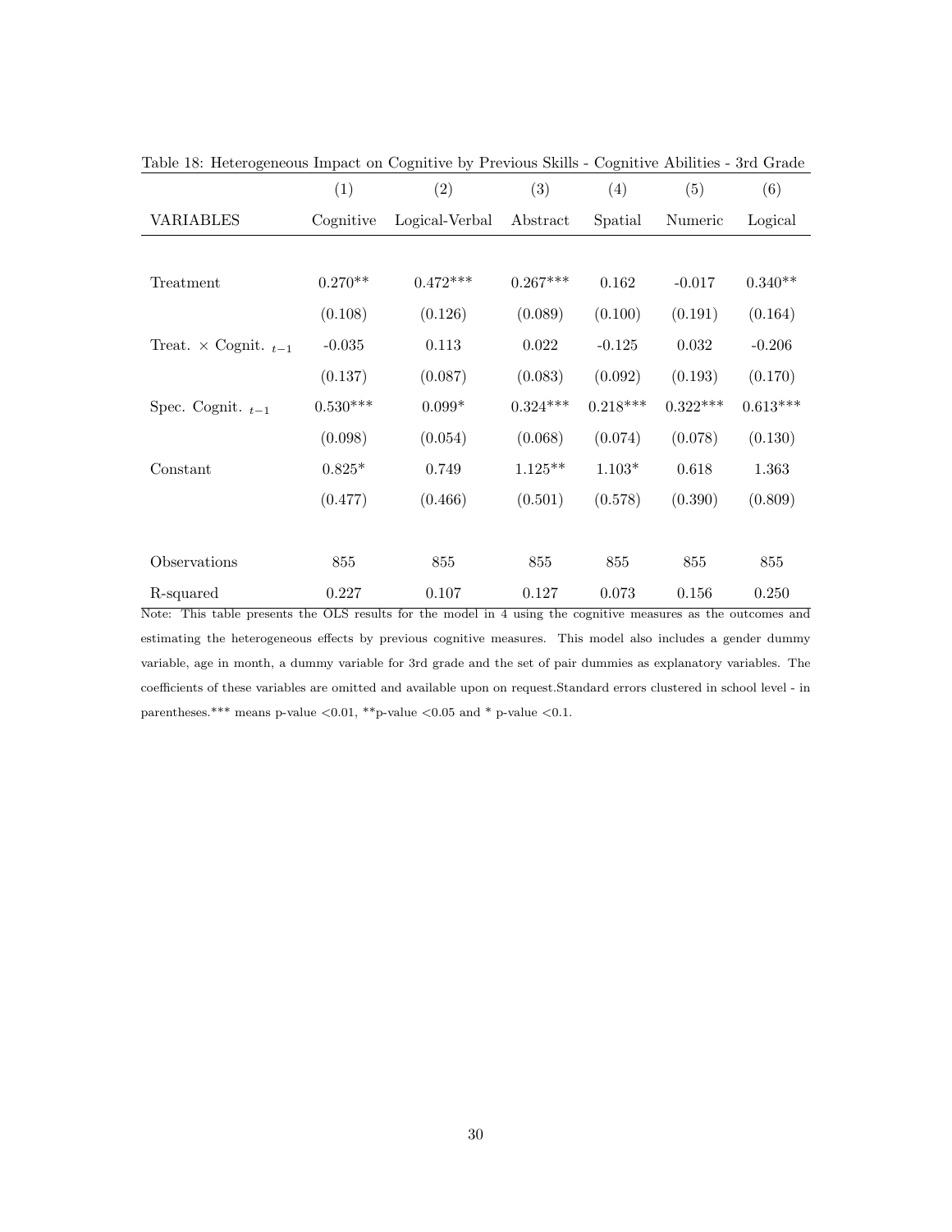Table 18: Heterogeneous Impact on Cognitive by Previous Skills - Cognitive Abilities - 3rd Grade

| | (1) | (2) | (3) | (4) | (5) | (6) |
|---|---|---|---|---|---|---|
| VARIABLES | Cognitive | Logical-Verbal | Abstract | Spatial | Numeric | Logical |
| Treatment | 0.270** | 0.472*** | 0.267*** | 0.162 | -0.017 | 0.340** |
| | (0.108) | (0.126) | (0.089) | (0.100) | (0.191) | (0.164) |
| Treat. × Cognit. $_{t-1}$ | -0.035 | 0.113 | 0.022 | -0.125 | 0.032 | -0.206 |
| | (0.137) | (0.087) | (0.083) | (0.092) | (0.193) | (0.170) |
| Spec. Cognit. $_{t-1}$ | 0.530*** | 0.099* | 0.324*** | 0.218*** | 0.322*** | 0.613*** |
| | (0.098) | (0.054) | (0.068) | (0.074) | (0.078) | (0.130) |
| Constant | 0.825* | 0.749 | 1.125** | 1.103* | 0.618 | 1.363 |
| | (0.477) | (0.466) | (0.501) | (0.578) | (0.390) | (0.809) |
| Observations | 855 | 855 | 855 | 855 | 855 | 855 |
| R-squared | 0.227 | 0.107 | 0.127 | 0.073 | 0.156 | 0.250 |

Note: This table presents the OLS results for the model in 4 using the cognitive measures as the outcomes and estimating the heterogeneous effects by previous cognitive measures. This model also includes a gender dummy variable, age in month, a dummy variable for 3rd grade and the set of pair dummies as explanatory variables. The coefficients of these variables are omitted and available upon on request.Standard errors clustered in school level - in parentheses.*** means p-value <0.01, **p-value <0.05 and * p-value <0.1.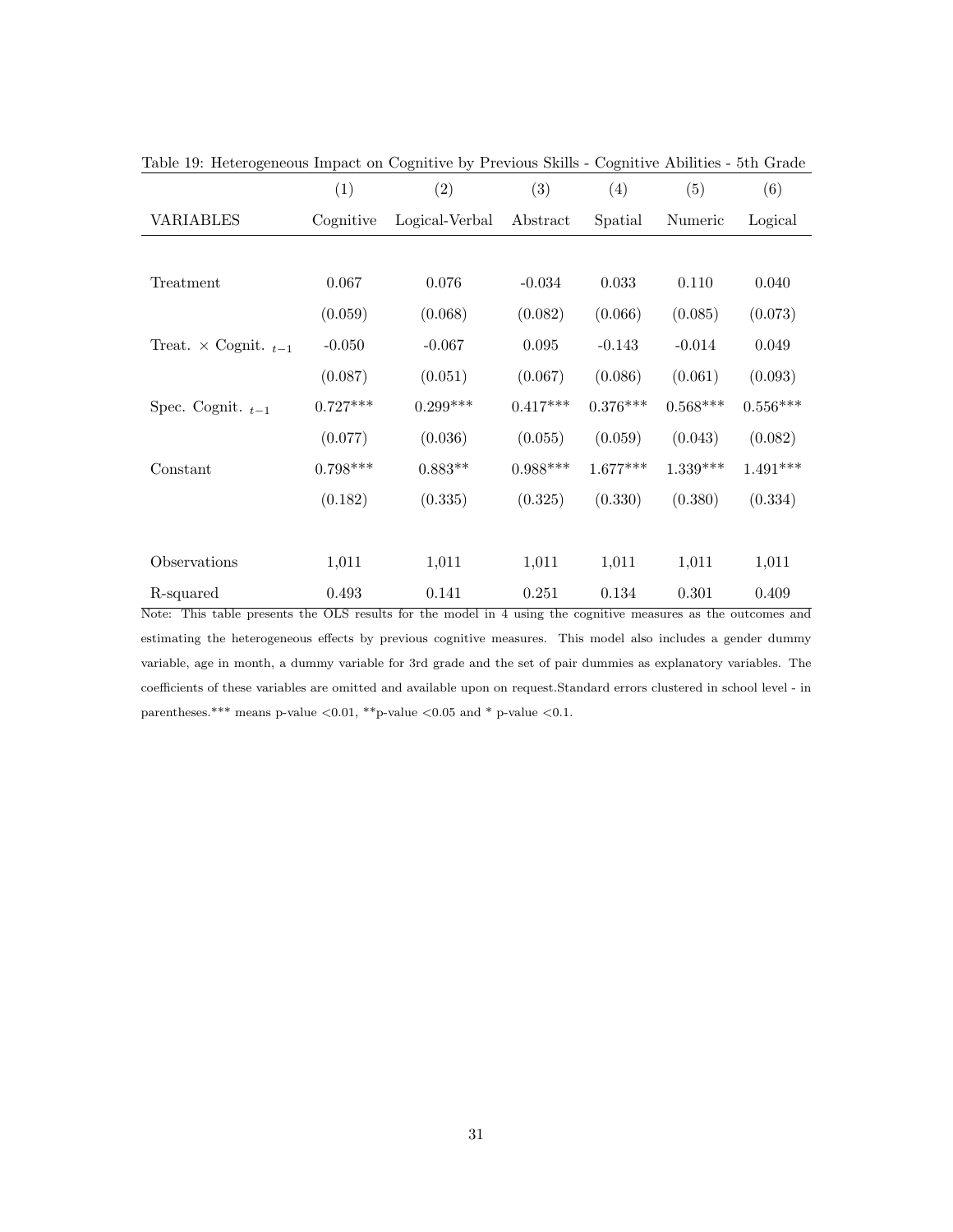Table 19: Heterogeneous Impact on Cognitive by Previous Skills - Cognitive Abilities - 5th Grade

| | (1) | (2) | (3) | (4) | (5) | (6) |
|---|---|---|---|---|---|---|
| VARIABLES | Cognitive | Logical-Verbal | Abstract | Spatial | Numeric | Logical |
| Treatment | 0.067 | 0.076 | -0.034 | 0.033 | 0.110 | 0.040 |
| | (0.059) | (0.068) | (0.082) | (0.066) | (0.085) | (0.073) |
| Treat. × Cognit. $_{t-1}$ | -0.050 | -0.067 | 0.095 | -0.143 | -0.014 | 0.049 |
| | (0.087) | (0.051) | (0.067) | (0.086) | (0.061) | (0.093) |
| Spec. Cognit. $_{t-1}$ | 0.727*** | 0.299*** | 0.417*** | 0.376*** | 0.568*** | 0.556*** |
| | (0.077) | (0.036) | (0.055) | (0.059) | (0.043) | (0.082) |
| Constant | 0.798*** | 0.883** | 0.988*** | 1.677*** | 1.339*** | 1.491*** |
| | (0.182) | (0.335) | (0.325) | (0.330) | (0.380) | (0.334) |
| Observations | 1,011 | 1,011 | 1,011 | 1,011 | 1,011 | 1,011 |
| R-squared | 0.493 | 0.141 | 0.251 | 0.134 | 0.301 | 0.409 |

Note: This table presents the OLS results for the model in 4 using the cognitive measures as the outcomes and estimating the heterogeneous effects by previous cognitive measures. This model also includes a gender dummy variable, age in month, a dummy variable for 3rd grade and the set of pair dummies as explanatory variables. The coefficients of these variables are omitted and available upon on request.Standard errors clustered in school level - in parentheses.*** means p-value <0.01, **p-value <0.05 and * p-value <0.1.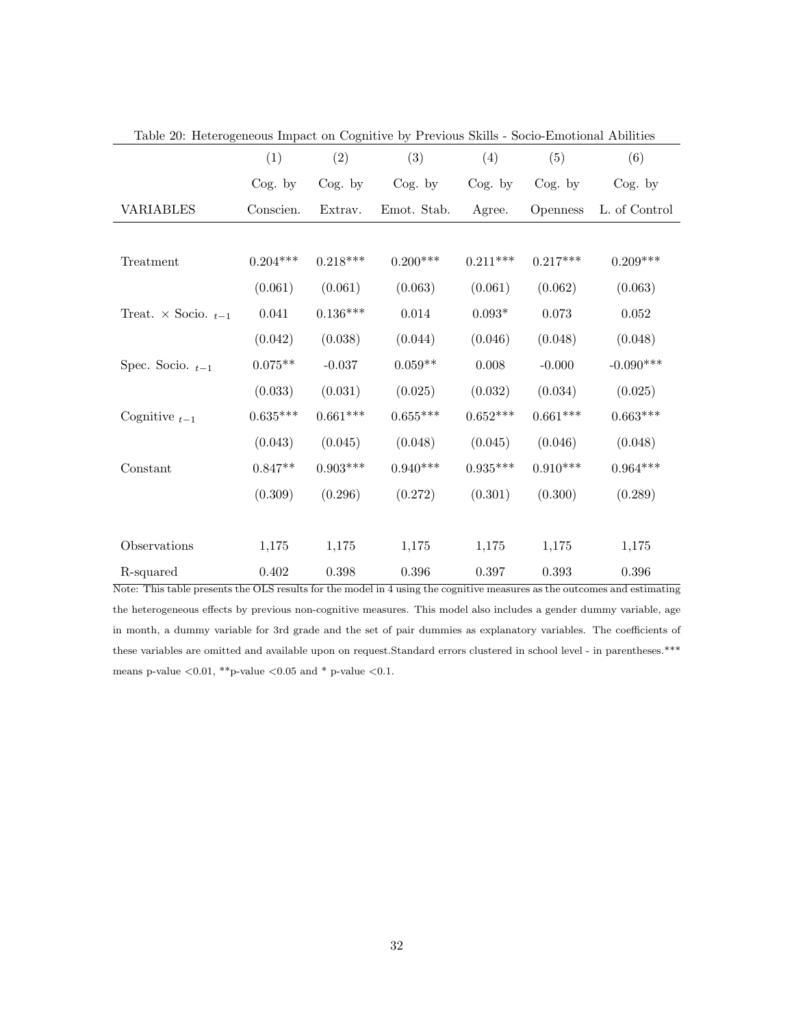Table 20: Heterogeneous Impact on Cognitive by Previous Skills - Socio-Emotional Abilities

| VARIABLES | (1) Cog. by Conscien. | (2) Cog. by Extrav. | (3) Cog. by Emot. Stab. | (4) Cog. by Agree. | (5) Cog. by Openness | (6) Cog. by L. of Control |
|---|---|---|---|---|---|---|
| Treatment | 0.204*** | 0.218*** | 0.200*** | 0.211*** | 0.217*** | 0.209*** |
| | (0.061) | (0.061) | (0.063) | (0.061) | (0.062) | (0.063) |
| Treat. × Socio. $_{t-1}$ | 0.041 | 0.136*** | 0.014 | 0.093* | 0.073 | 0.052 |
| | (0.042) | (0.038) | (0.044) | (0.046) | (0.048) | (0.048) |
| Spec. Socio. $_{t-1}$ | 0.075** | -0.037 | 0.059** | 0.008 | -0.000 | -0.090*** |
| | (0.033) | (0.031) | (0.025) | (0.032) | (0.034) | (0.025) |
| Cognitive $_{t-1}$ | 0.635*** | 0.661*** | 0.655*** | 0.652*** | 0.661*** | 0.663*** |
| | (0.043) | (0.045) | (0.048) | (0.045) | (0.046) | (0.048) |
| Constant | 0.847** | 0.903*** | 0.940*** | 0.935*** | 0.910*** | 0.964*** |
| | (0.309) | (0.296) | (0.272) | (0.301) | (0.300) | (0.289) |
| Observations | 1,175 | 1,175 | 1,175 | 1,175 | 1,175 | 1,175 |
| R-squared | 0.402 | 0.398 | 0.396 | 0.397 | 0.393 | 0.396 |

Note: This table presents the OLS results for the model in 4 using the cognitive measures as the outcomes and estimating the heterogeneous effects by previous non-cognitive measures. This model also includes a gender dummy variable, age in month, a dummy variable for 3rd grade and the set of pair dummies as explanatory variables. The coefficients of these variables are omitted and available upon on request.Standard errors clustered in school level - in parentheses.*** means p-value <0.01, **p-value <0.05 and * p-value <0.1.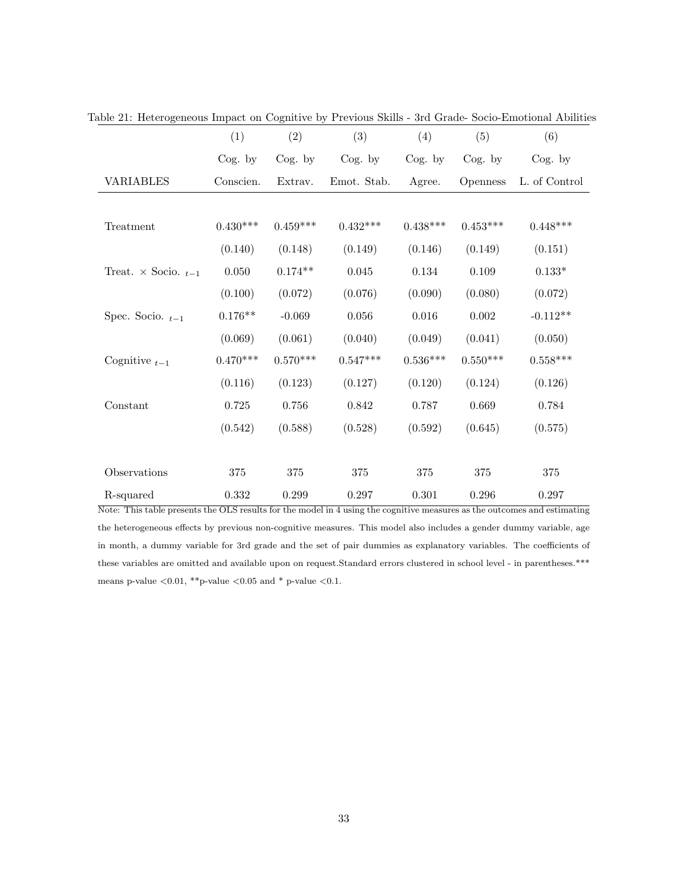Table 21: Heterogeneous Impact on Cognitive by Previous Skills - 3rd Grade- Socio-Emotional Abilities

| | (1) | (2) | (3) | (4) | (5) | (6) |
|---|---|---|---|---|---|---|
| | Cog. by | Cog. by | Cog. by | Cog. by | Cog. by | Cog. by |
| VARIABLES | Conscien. | Extrav. | Emot. Stab. | Agree. | Openness | L. of Control |
| Treatment | 0.430*** | 0.459*** | 0.432*** | 0.438*** | 0.453*** | 0.448*** |
| | (0.140) | (0.148) | (0.149) | (0.146) | (0.149) | (0.151) |
| Treat. $\times$ Socio. $_{t-1}$ | 0.050 | 0.174** | 0.045 | 0.134 | 0.109 | 0.133* |
| | (0.100) | (0.072) | (0.076) | (0.090) | (0.080) | (0.072) |
| Spec. Socio. $_{t-1}$ | 0.176** | -0.069 | 0.056 | 0.016 | 0.002 | -0.112** |
| | (0.069) | (0.061) | (0.040) | (0.049) | (0.041) | (0.050) |
| Cognitive $_{t-1}$ | 0.470*** | 0.570*** | 0.547*** | 0.536*** | 0.550*** | 0.558*** |
| | (0.116) | (0.123) | (0.127) | (0.120) | (0.124) | (0.126) |
| Constant | 0.725 | 0.756 | 0.842 | 0.787 | 0.669 | 0.784 |
| | (0.542) | (0.588) | (0.528) | (0.592) | (0.645) | (0.575) |
| Observations | 375 | 375 | 375 | 375 | 375 | 375 |
| R-squared | 0.332 | 0.299 | 0.297 | 0.301 | 0.296 | 0.297 |

Note: This table presents the OLS results for the model in 4 using the cognitive measures as the outcomes and estimating the heterogeneous effects by previous non-cognitive measures. This model also includes a gender dummy variable, age in month, a dummy variable for 3rd grade and the set of pair dummies as explanatory variables. The coefficients of these variables are omitted and available upon on request.Standard errors clustered in school level - in parentheses.*** means p-value <0.01, **p-value <0.05 and * p-value <0.1.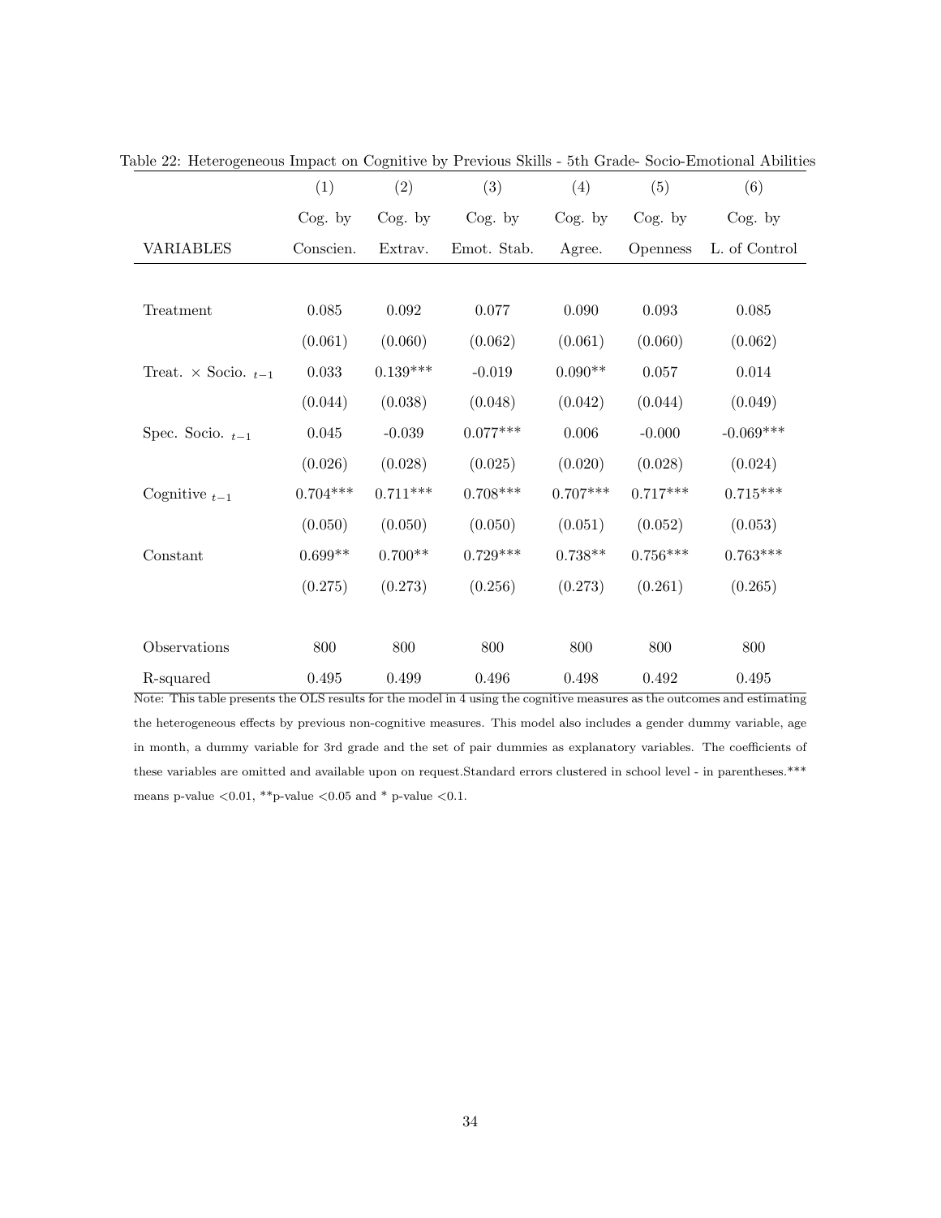Table 22: Heterogeneous Impact on Cognitive by Previous Skills - 5th Grade- Socio-Emotional Abilities

| VARIABLES | (1) Cog. by Conscien. | (2) Cog. by Extrav. | (3) Cog. by Emot. Stab. | (4) Cog. by Agree. | (5) Cog. by Openness | (6) Cog. by L. of Control |
|---|---|---|---|---|---|---|
| Treatment | 0.085 | 0.092 | 0.077 | 0.090 | 0.093 | 0.085 |
| | (0.061) | (0.060) | (0.062) | (0.061) | (0.060) | (0.062) |
| Treat. $\times$ Socio. $_{t-1}$ | 0.033 | 0.139*** | -0.019 | 0.090** | 0.057 | 0.014 |
| | (0.044) | (0.038) | (0.048) | (0.042) | (0.044) | (0.049) |
| Spec. Socio. $_{t-1}$ | 0.045 | -0.039 | 0.077*** | 0.006 | -0.000 | -0.069*** |
| | (0.026) | (0.028) | (0.025) | (0.020) | (0.028) | (0.024) |
| Cognitive $_{t-1}$ | 0.704*** | 0.711*** | 0.708*** | 0.707*** | 0.717*** | 0.715*** |
| | (0.050) | (0.050) | (0.050) | (0.051) | (0.052) | (0.053) |
| Constant | 0.699** | 0.700** | 0.729*** | 0.738** | 0.756*** | 0.763*** |
| | (0.275) | (0.273) | (0.256) | (0.273) | (0.261) | (0.265) |
| Observations | 800 | 800 | 800 | 800 | 800 | 800 |
| R-squared | 0.495 | 0.499 | 0.496 | 0.498 | 0.492 | 0.495 |

Note: This table presents the OLS results for the model in 4 using the cognitive measures as the outcomes and estimating the heterogeneous effects by previous non-cognitive measures. This model also includes a gender dummy variable, age in month, a dummy variable for 3rd grade and the set of pair dummies as explanatory variables. The coefficients of these variables are omitted and available upon on request.Standard errors clustered in school level - in parentheses.*** means p-value <0.01, **p-value <0.05 and * p-value <0.1.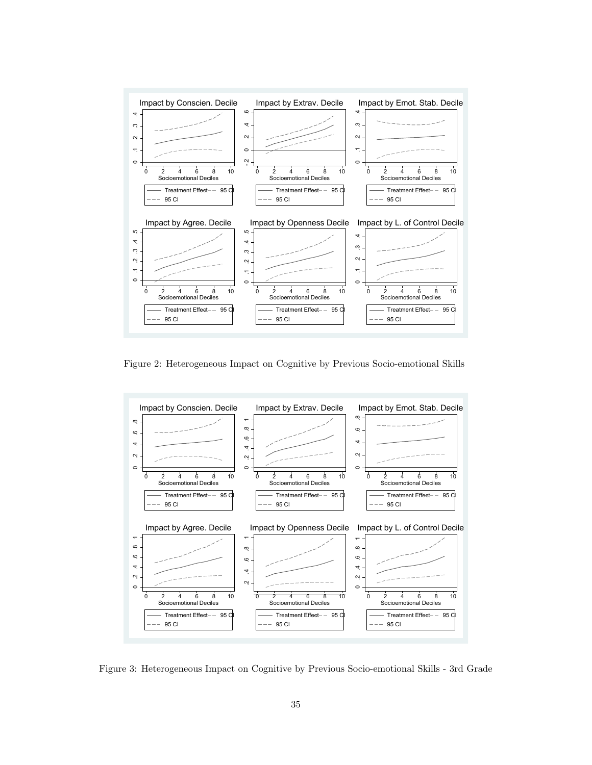Figure 2: Heterogeneous Impact on Cognitive by Previous Socio-emotional Skills

Figure 3: Heterogeneous Impact on Cognitive by Previous Socio-emotional Skills - 3rd Grade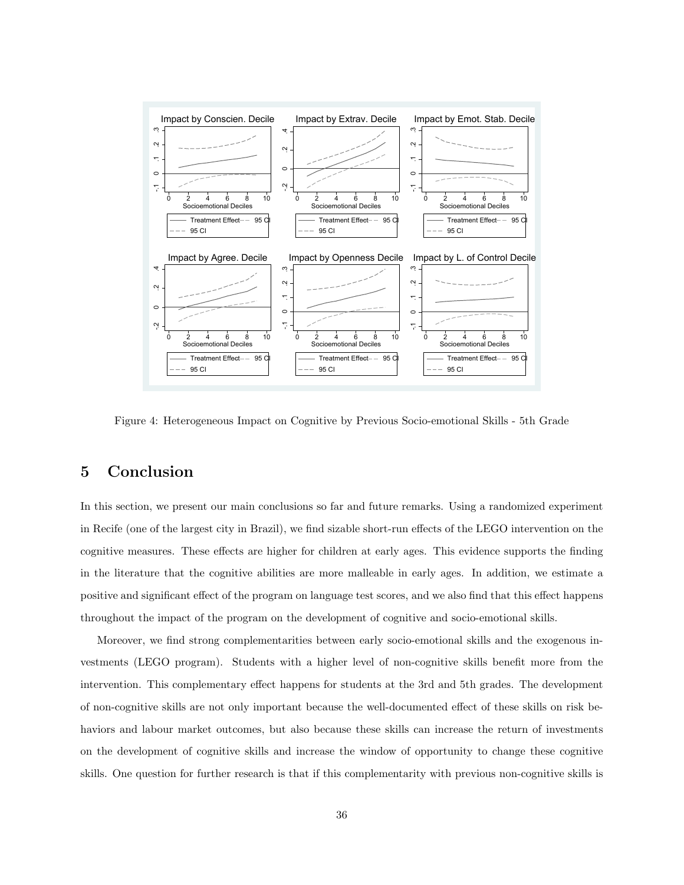Figure 4: Heterogeneous Impact on Cognitive by Previous Socio-emotional Skills - 5th Grade

## 5 Conclusion

In this section, we present our main conclusions so far and future remarks. Using a randomized experiment in Recife (one of the largest city in Brazil), we find sizable short-run effects of the LEGO intervention on the cognitive measures. These effects are higher for children at early ages. This evidence supports the finding in the literature that the cognitive abilities are more malleable in early ages. In addition, we estimate a positive and significant effect of the program on language test scores, and we also find that this effect happens throughout the impact of the program on the development of cognitive and socio-emotional skills.

Moreover, we find strong complementarities between early socio-emotional skills and the exogenous investments (LEGO program). Students with a higher level of non-cognitive skills benefit more from the intervention. This complementary effect happens for students at the 3rd and 5th grades. The development of non-cognitive skills are not only important because the well-documented effect of these skills on risk behaviors and labour market outcomes, but also because these skills can increase the return of investments on the development of cognitive skills and increase the window of opportunity to change these cognitive skills. One question for further research is that if this complementarity with previous non-cognitive skills is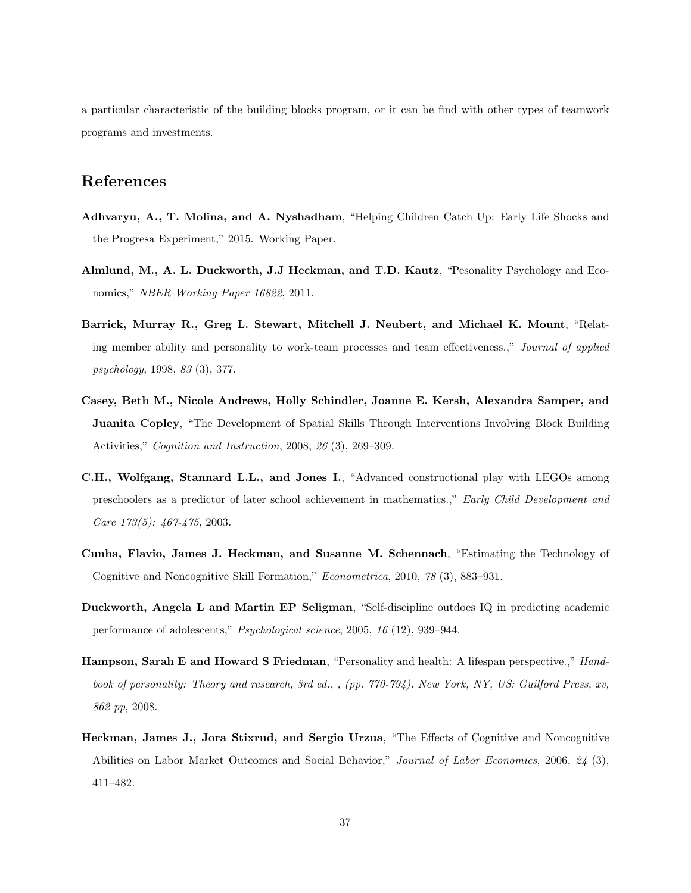a particular characteristic of the building blocks program, or it can be find with other types of teamwork programs and investments.

# References

**Adhvaryu, A., T. Molina, and A. Nyshadham**, "Helping Children Catch Up: Early Life Shocks and the Progresa Experiment," 2015. Working Paper.

**Almlund, M., A. L. Duckworth, J.J Heckman, and T.D. Kautz**, "Pesonality Psychology and Economics," *NBER Working Paper 16822*, 2011.

**Barrick, Murray R., Greg L. Stewart, Mitchell J. Neubert, and Michael K. Mount**, "Relating member ability and personality to work-team processes and team effectiveness.," *Journal of applied psychology*, 1998, *83* (3), 377.

**Casey, Beth M., Nicole Andrews, Holly Schindler, Joanne E. Kersh, Alexandra Samper, and Juanita Copley**, "The Development of Spatial Skills Through Interventions Involving Block Building Activities," *Cognition and Instruction*, 2008, *26* (3), 269–309.

**C.H., Wolfgang, Stannard L.L., and Jones I.**, "Advanced constructional play with LEGOs among preschoolers as a predictor of later school achievement in mathematics.," *Early Child Development and Care 173(5): 467-475*, 2003.

**Cunha, Flavio, James J. Heckman, and Susanne M. Schennach**, "Estimating the Technology of Cognitive and Noncognitive Skill Formation," *Econometrica*, 2010, *78* (3), 883–931.

**Duckworth, Angela L and Martin EP Seligman**, "Self-discipline outdoes IQ in predicting academic performance of adolescents," *Psychological science*, 2005, *16* (12), 939–944.

**Hampson, Sarah E and Howard S Friedman**, "Personality and health: A lifespan perspective.," *Handbook of personality: Theory and research, 3rd ed., , (pp. 770-794). New York, NY, US: Guilford Press, xv, 862 pp*, 2008.

**Heckman, James J., Jora Stixrud, and Sergio Urzua**, "The Effects of Cognitive and Noncognitive Abilities on Labor Market Outcomes and Social Behavior," *Journal of Labor Economics*, 2006, *24* (3), 411–482.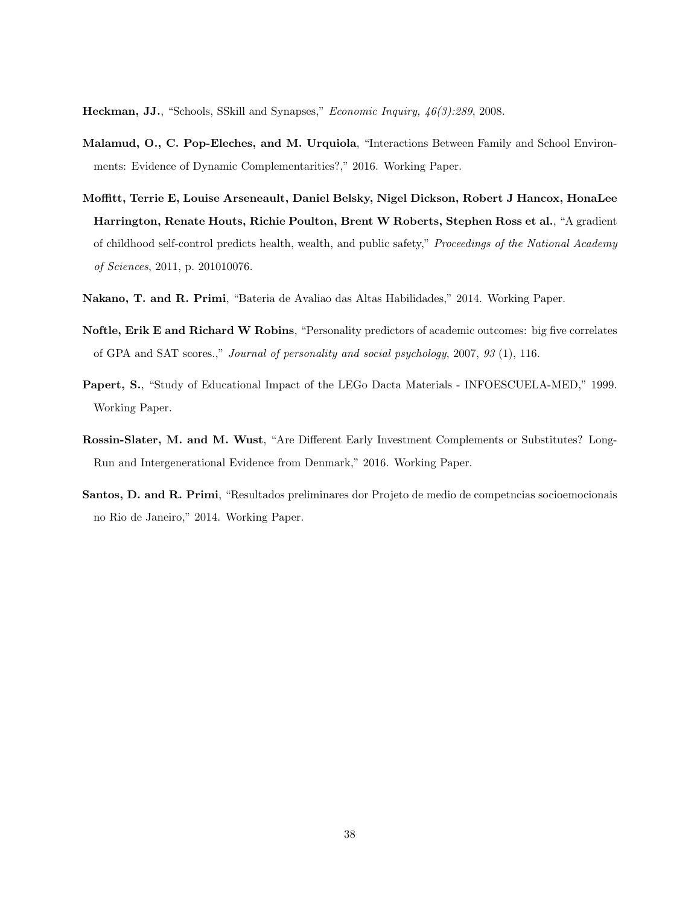**Heckman, JJ.**, "Schools, SSkill and Synapses," *Economic Inquiry, 46(3):289*, 2008.

**Malamud, O., C. Pop-Eleches, and M. Urquiola**, "Interactions Between Family and School Environments: Evidence of Dynamic Complementarities?," 2016. Working Paper.

**Moffitt, Terrie E, Louise Arseneault, Daniel Belsky, Nigel Dickson, Robert J Hancox, HonaLee Harrington, Renate Houts, Richie Poulton, Brent W Roberts, Stephen Ross et al.**, "A gradient of childhood self-control predicts health, wealth, and public safety," *Proceedings of the National Academy of Sciences*, 2011, p. 201010076.

**Nakano, T. and R. Primi**, "Bateria de Avaliao das Altas Habilidades," 2014. Working Paper.

**Noftle, Erik E and Richard W Robins**, "Personality predictors of academic outcomes: big five correlates of GPA and SAT scores.," *Journal of personality and social psychology*, 2007, *93* (1), 116.

**Papert, S.**, "Study of Educational Impact of the LEGo Dacta Materials - INFOESCUELA-MED," 1999. Working Paper.

**Rossin-Slater, M. and M. Wust**, "Are Different Early Investment Complements or Substitutes? Long-Run and Intergenerational Evidence from Denmark," 2016. Working Paper.

**Santos, D. and R. Primi**, "Resultados preliminares dor Projeto de medio de competncias socioemocionais no Rio de Janeiro," 2014. Working Paper.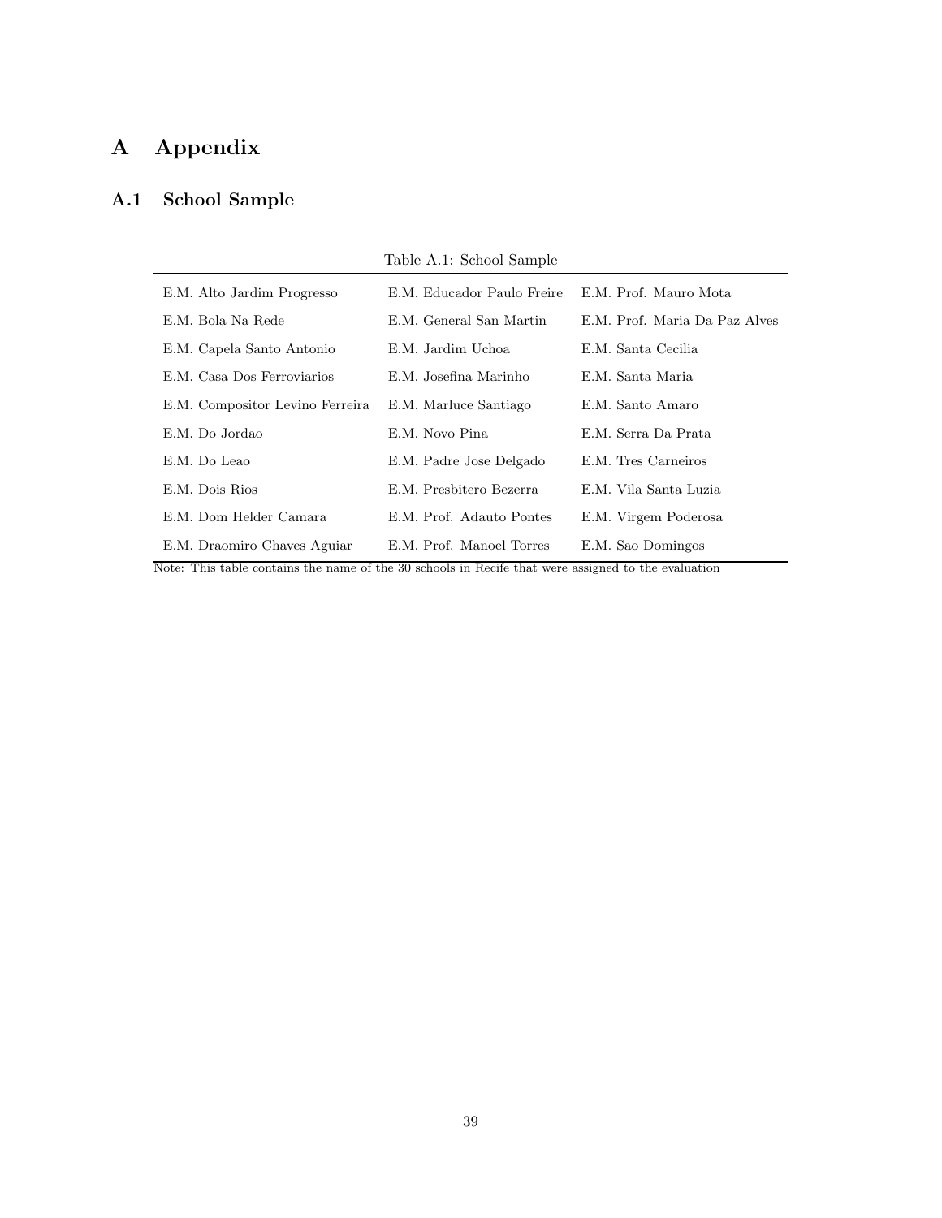# A Appendix

## A.1 School Sample

Table A.1: School Sample

| | | |
|---|---|---|
| E.M. Alto Jardim Progresso | E.M. Educador Paulo Freire | E.M. Prof. Mauro Mota |
| E.M. Bola Na Rede | E.M. General San Martin | E.M. Prof. Maria Da Paz Alves |
| E.M. Capela Santo Antonio | E.M. Jardim Uchoa | E.M. Santa Cecilia |
| E.M. Casa Dos Ferroviarios | E.M. Josefina Marinho | E.M. Santa Maria |
| E.M. Compositor Levino Ferreira | E.M. Marluce Santiago | E.M. Santo Amaro |
| E.M. Do Jordao | E.M. Novo Pina | E.M. Serra Da Prata |
| E.M. Do Leao | E.M. Padre Jose Delgado | E.M. Tres Carneiros |
| E.M. Dois Rios | E.M. Presbitero Bezerra | E.M. Vila Santa Luzia |
| E.M. Dom Helder Camara | E.M. Prof. Adauto Pontes | E.M. Virgem Poderosa |
| E.M. Draomiro Chaves Aguiar | E.M. Prof. Manoel Torres | E.M. Sao Domingos |

Note: This table contains the name of the 30 schools in Recife that were assigned to the evaluation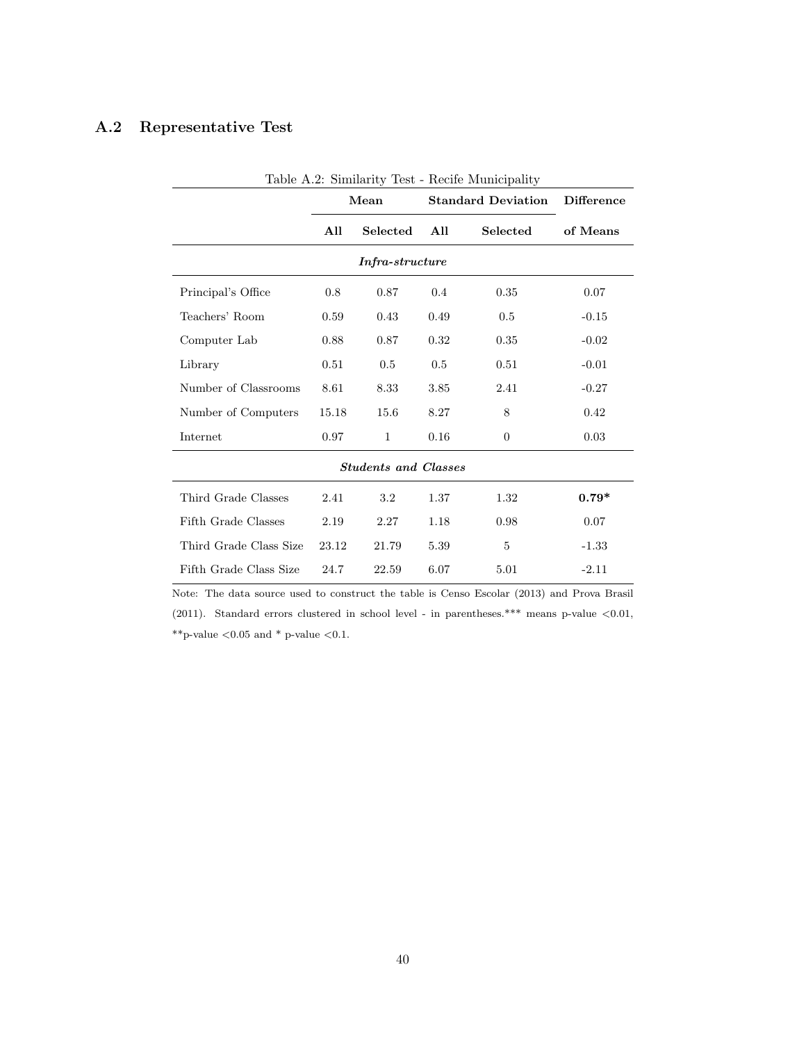## A.2 Representative Test

Table A.2: Similarity Test - Recife Municipality

| | Mean | | Standard Deviation | | Difference |
|---|---|---|---|---|---|
| | **All** | **Selected** | **All** | **Selected** | **of Means** |
| ***Infra-structure*** | | | | | |
| Principal's Office | 0.8 | 0.87 | 0.4 | 0.35 | 0.07 |
| Teachers' Room | 0.59 | 0.43 | 0.49 | 0.5 | -0.15 |
| Computer Lab | 0.88 | 0.87 | 0.32 | 0.35 | -0.02 |
| Library | 0.51 | 0.5 | 0.5 | 0.51 | -0.01 |
| Number of Classrooms | 8.61 | 8.33 | 3.85 | 2.41 | -0.27 |
| Number of Computers | 15.18 | 15.6 | 8.27 | 8 | 0.42 |
| Internet | 0.97 | 1 | 0.16 | 0 | 0.03 |
| ***Students and Classes*** | | | | | |
| Third Grade Classes | 2.41 | 3.2 | 1.37 | 1.32 | **0.79*** |
| Fifth Grade Classes | 2.19 | 2.27 | 1.18 | 0.98 | 0.07 |
| Third Grade Class Size | 23.12 | 21.79 | 5.39 | 5 | -1.33 |
| Fifth Grade Class Size | 24.7 | 22.59 | 6.07 | 5.01 | -2.11 |

Note: The data source used to construct the table is Censo Escolar (2013) and Prova Brasil (2011). Standard errors clustered in school level - in parentheses.*** means p-value <0.01, **p-value <0.05 and * p-value <0.1.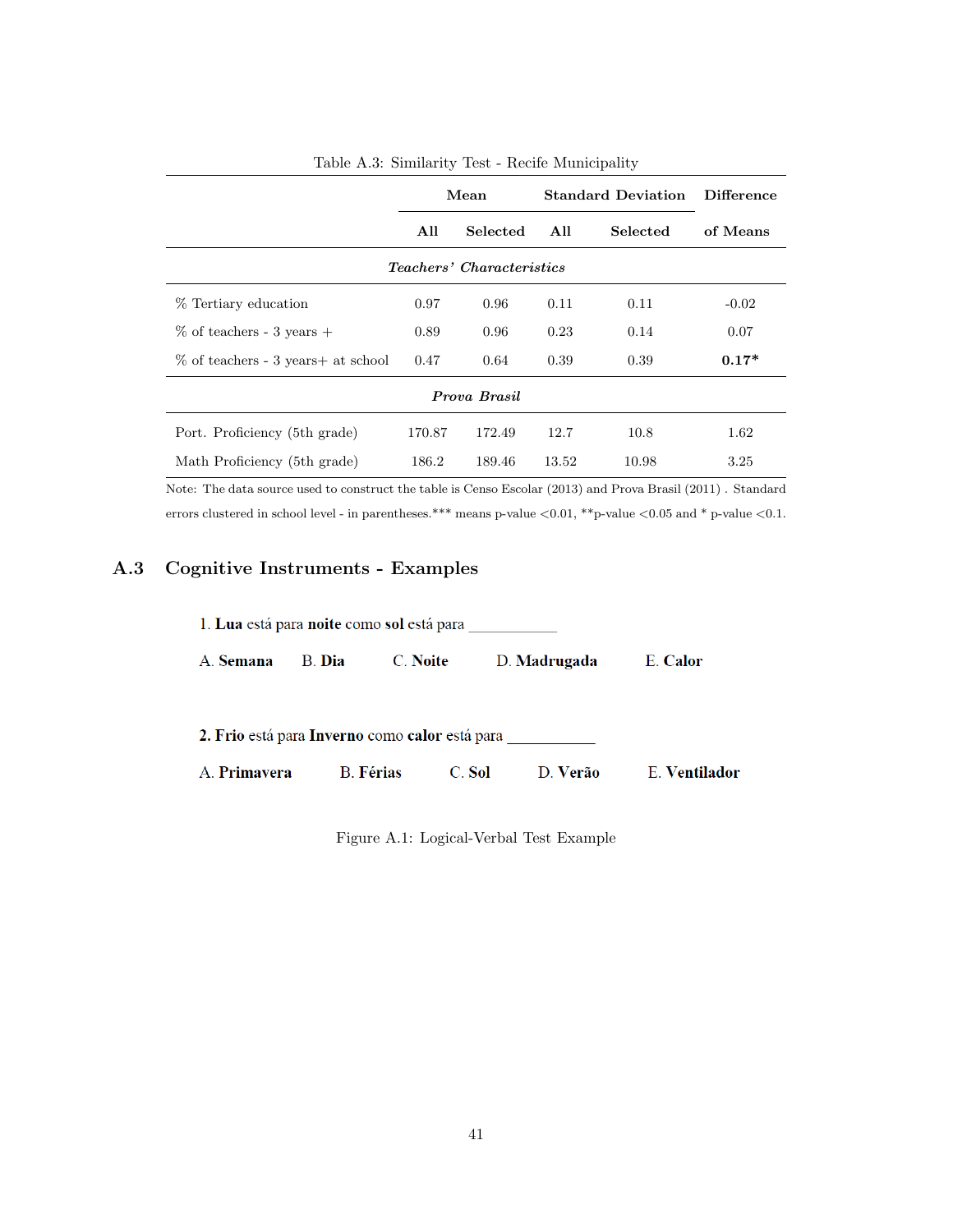Table A.3: Similarity Test - Recife Municipality

| | Mean | | Standard Deviation | | Difference |
|---|---|---|---|---|---|
| | All | Selected | All | Selected | of Means |
| ***Teachers' Characteristics*** | | | | | |
| % Tertiary education | 0.97 | 0.96 | 0.11 | 0.11 | -0.02 |
| % of teachers - 3 years + | 0.89 | 0.96 | 0.23 | 0.14 | 0.07 |
| % of teachers - 3 years+ at school | 0.47 | 0.64 | 0.39 | 0.39 | **0.17*** |
| ***Prova Brasil*** | | | | | |
| Port. Proficiency (5th grade) | 170.87 | 172.49 | 12.7 | 10.8 | 1.62 |
| Math Proficiency (5th grade) | 186.2 | 189.46 | 13.52 | 10.98 | 3.25 |

Note: The data source used to construct the table is Censo Escolar (2013) and Prova Brasil (2011) . Standard errors clustered in school level - in parentheses.*** means p-value <0.01, **p-value <0.05 and * p-value <0.1.

## A.3 Cognitive Instruments - Examples

1. **Lua** está para **noite** como **sol** está para ___________

A. **Semana** B. **Dia** C. **Noite** D. **Madrugada** E. **Calor**

**2. Frio** está para **Inverno** como **calor** está para ___________

A. **Primavera** B. **Férias** C. **Sol** D. **Verão** E. **Ventilador**

Figure A.1: Logical-Verbal Test Example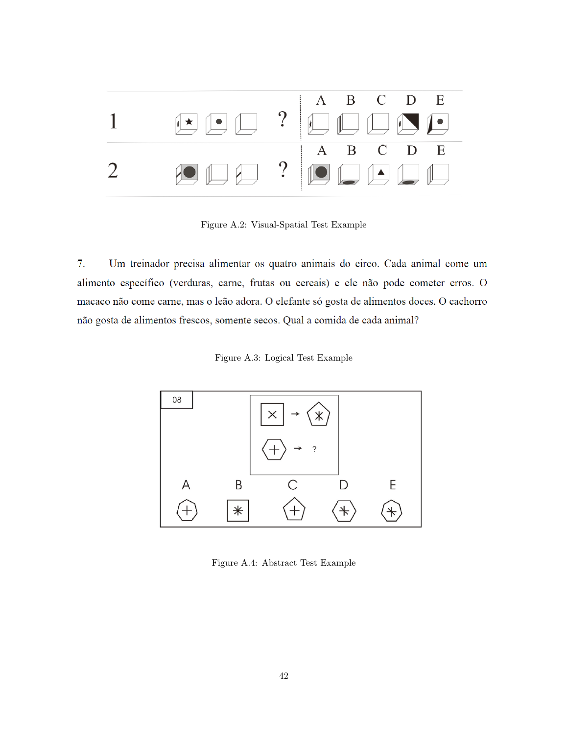Figure A.2: Visual-Spatial Test Example

7. Um treinador precisa alimentar os quatro animais do circo. Cada animal come um alimento específico (verduras, carne, frutas ou cereais) e ele não pode cometer erros. O macaco não come carne, mas o leão adora. O elefante só gosta de alimentos doces. O cachorro não gosta de alimentos frescos, somente secos. Qual a comida de cada animal?

Figure A.3: Logical Test Example

Figure A.4: Abstract Test Example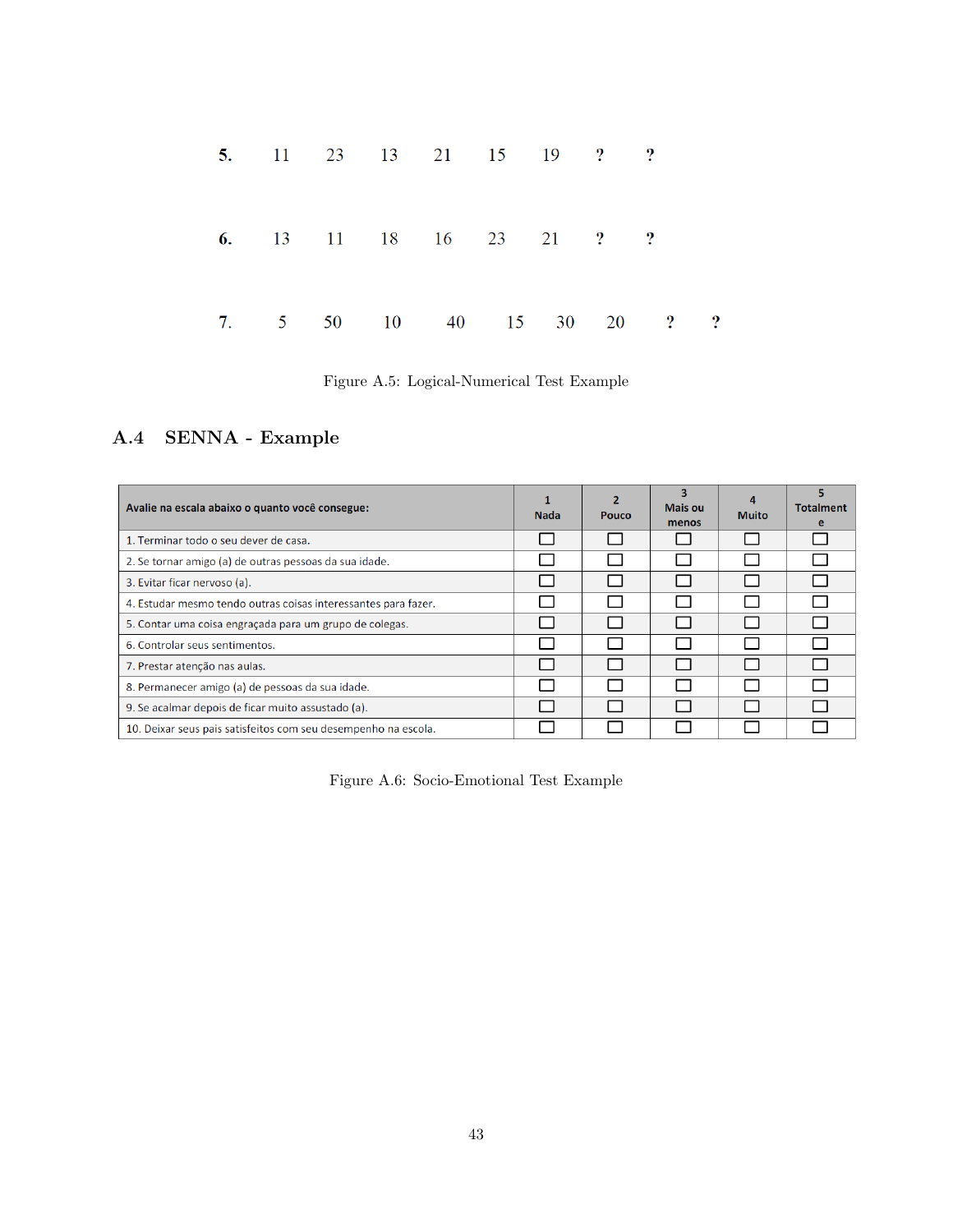**5.** 11 23 13 21 15 19 ? ?

**6.** 13 11 18 16 23 21 ? ?

7. 5 50 10 40 15 30 20 ? ?

Figure A.5: Logical-Numerical Test Example

## A.4 SENNA - Example

| Avalie na escala abaixo o quanto você consegue: | 1 Nada | 2 Pouco | 3 Mais ou menos | 4 Muito | 5 Totalmente |
|---|---|---|---|---|---|
| 1. Terminar todo o seu dever de casa. | ☐ | ☐ | ☐ | ☐ | ☐ |
| 2. Se tornar amigo (a) de outras pessoas da sua idade. | ☐ | ☐ | ☐ | ☐ | ☐ |
| 3. Evitar ficar nervoso (a). | ☐ | ☐ | ☐ | ☐ | ☐ |
| 4. Estudar mesmo tendo outras coisas interessantes para fazer. | ☐ | ☐ | ☐ | ☐ | ☐ |
| 5. Contar uma coisa engraçada para um grupo de colegas. | ☐ | ☐ | ☐ | ☐ | ☐ |
| 6. Controlar seus sentimentos. | ☐ | ☐ | ☐ | ☐ | ☐ |
| 7. Prestar atenção nas aulas. | ☐ | ☐ | ☐ | ☐ | ☐ |
| 8. Permanecer amigo (a) de pessoas da sua idade. | ☐ | ☐ | ☐ | ☐ | ☐ |
| 9. Se acalmar depois de ficar muito assustado (a). | ☐ | ☐ | ☐ | ☐ | ☐ |
| 10. Deixar seus pais satisfeitos com seu desempenho na escola. | ☐ | ☐ | ☐ | ☐ | ☐ |

Figure A.6: Socio-Emotional Test Example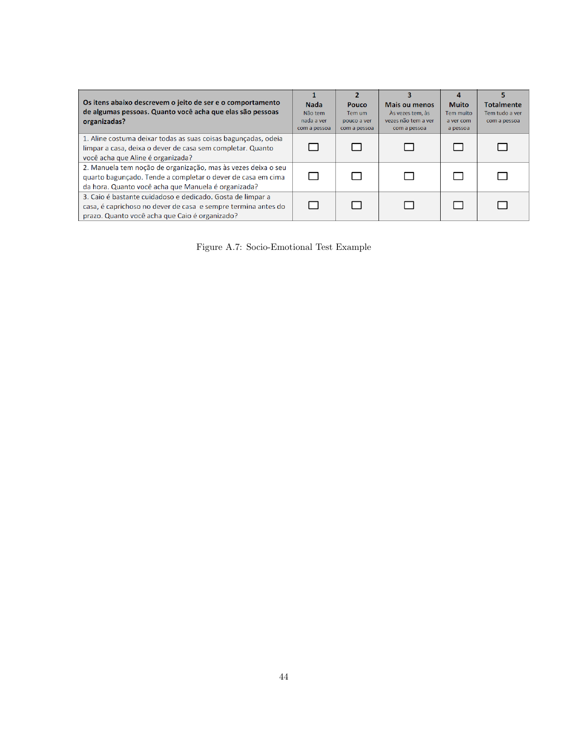| Os itens abaixo descrevem o jeito de ser e o comportamento de algumas pessoas. Quanto você acha que elas são pessoas organizadas? | 1 **Nada** Não tem nada a ver com a pessoa | 2 **Pouco** Tem um pouco a ver com a pessoa | 3 **Mais ou menos** Às vezes tem, às vezes não tem a ver com a pessoa | 4 **Muito** Tem muito a ver com a pessoa | 5 **Totalmente** Tem tudo a ver com a pessoa |
|---|---|---|---|---|---|
| 1. Aline costuma deixar todas as suas coisas bagunçadas, odeia limpar a casa, deixa o dever de casa sem completar. Quanto você acha que Aline é organizada? | ☐ | ☐ | ☐ | ☐ | ☐ |
| 2. Manuela tem noção de organização, mas às vezes deixa o seu quarto bagunçado. Tende a completar o dever de casa em cima da hora. Quanto você acha que Manuela é organizada? | ☐ | ☐ | ☐ | ☐ | ☐ |
| 3. Caio é bastante cuidadoso e dedicado. Gosta de limpar a casa, é caprichoso no dever de casa e sempre termina antes do prazo. Quanto você acha que Caio é organizado? | ☐ | ☐ | ☐ | ☐ | ☐ |

Figure A.7: Socio-Emotional Test Example